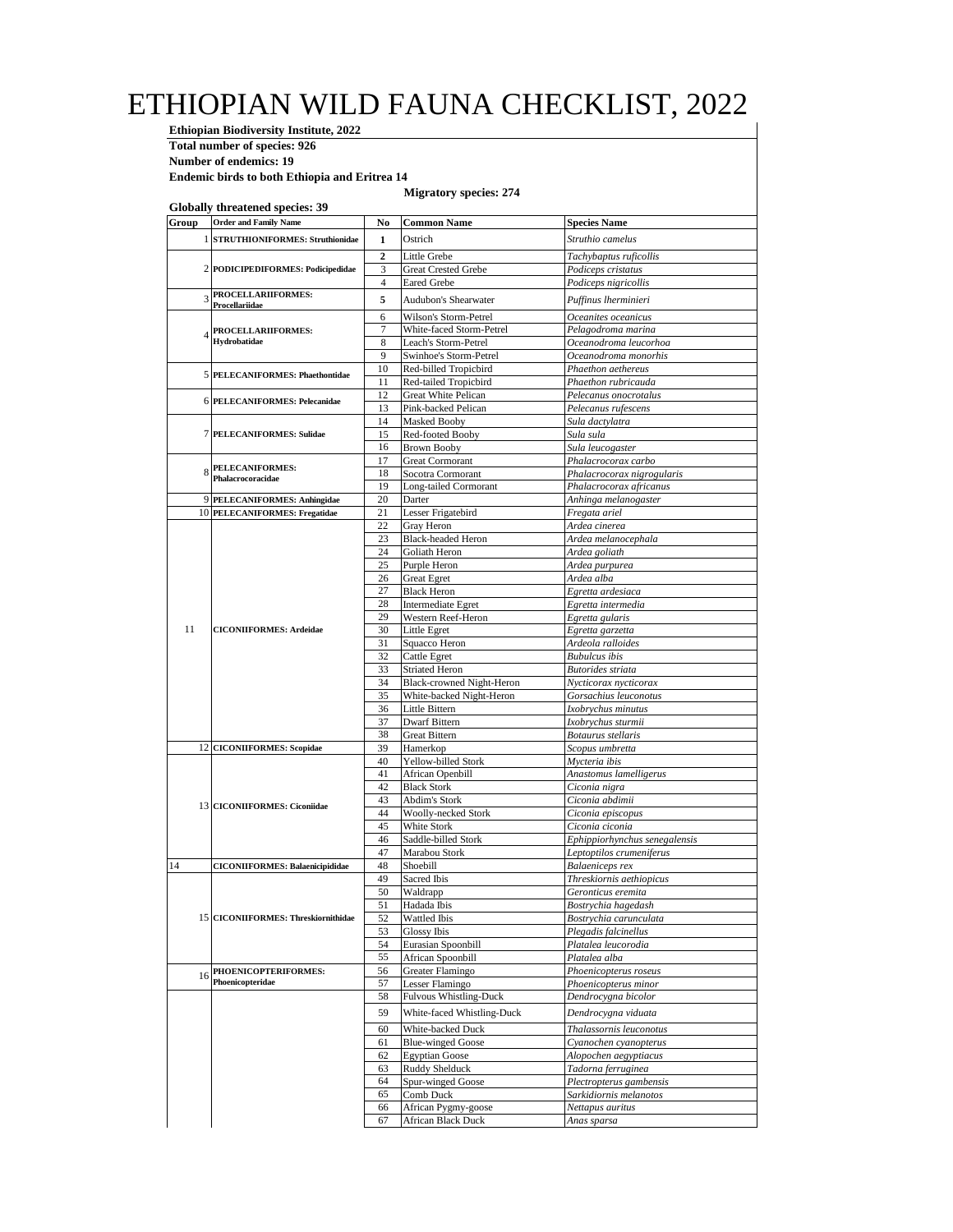# ETHIOPIAN WILD FAUNA CHECKLIST, 2022

**Ethiopian Biodiversity Institute, 2022**

**Total number of species: 926**

**Number of endemics: 19**

**Endemic birds to both Ethiopia and Eritrea 14**

**Migratory species: 274**

**Globally threatened species: 39**

| Group | Order and Family Name | No | Common Name | Species Name |
|---|---|---|---|---|
| 1 | **STRUTHIONIFORMES: Struthionidae** | **1** | Ostrich | *Struthio camelus* |
| 2 | **PODICIPEDIFORMES: Podicipedidae** | **2** | Little Grebe | *Tachybaptus ruficollis* |
| | | 3 | Great Crested Grebe | *Podiceps cristatus* |
| | | 4 | Eared Grebe | *Podiceps nigricollis* |
| 3 | **PROCELLARIIFORMES: Procellariidae** | **5** | Audubon's Shearwater | *Puffinus lherminieri* |
| 4 | **PROCELLARIIFORMES: Hydrobatidae** | 6 | Wilson's Storm-Petrel | *Oceanites oceanicus* |
| | | 7 | White-faced Storm-Petrel | *Pelagodroma marina* |
| | | 8 | Leach's Storm-Petrel | *Oceanodroma leucorhoa* |
| | | 9 | Swinhoe's Storm-Petrel | *Oceanodroma monorhis* |
| 5 | **PELECANIFORMES: Phaethontidae** | 10 | Red-billed Tropicbird | *Phaethon aethereus* |
| | | 11 | Red-tailed Tropicbird | *Phaethon rubricauda* |
| 6 | **PELECANIFORMES: Pelecanidae** | 12 | Great White Pelican | *Pelecanus onocrotalus* |
| | | 13 | Pink-backed Pelican | *Pelecanus rufescens* |
| 7 | **PELECANIFORMES: Sulidae** | 14 | Masked Booby | *Sula dactylatra* |
| | | 15 | Red-footed Booby | *Sula sula* |
| | | 16 | Brown Booby | *Sula leucogaster* |
| 8 | **PELECANIFORMES: Phalacrocoracidae** | 17 | Great Cormorant | *Phalacrocorax carbo* |
| | | 18 | Socotra Cormorant | *Phalacrocorax nigrogularis* |
| | | 19 | Long-tailed Cormorant | *Phalacrocorax africanus* |
| 9 | **PELECANIFORMES: Anhingidae** | 20 | Darter | *Anhinga melanogaster* |
| 10 | **PELECANIFORMES: Fregatidae** | 21 | Lesser Frigatebird | *Fregata ariel* |
| 11 | **CICONIIFORMES: Ardeidae** | 22 | Gray Heron | *Ardea cinerea* |
| | | 23 | Black-headed Heron | *Ardea melanocephala* |
| | | 24 | Goliath Heron | *Ardea goliath* |
| | | 25 | Purple Heron | *Ardea purpurea* |
| | | 26 | Great Egret | *Ardea alba* |
| | | 27 | Black Heron | *Egretta ardesiaca* |
| | | 28 | Intermediate Egret | *Egretta intermedia* |
| | | 29 | Western Reef-Heron | *Egretta gularis* |
| | | 30 | Little Egret | *Egretta garzetta* |
| | | 31 | Squacco Heron | *Ardeola ralloides* |
| | | 32 | Cattle Egret | *Bubulcus ibis* |
| | | 33 | Striated Heron | *Butorides striata* |
| | | 34 | Black-crowned Night-Heron | *Nycticorax nycticorax* |
| | | 35 | White-backed Night-Heron | *Gorsachius leuconotus* |
| | | 36 | Little Bittern | *Ixobrychus minutus* |
| | | 37 | Dwarf Bittern | *Ixobrychus sturmii* |
| | | 38 | Great Bittern | *Botaurus stellaris* |
| 12 | **CICONIIFORMES: Scopidae** | 39 | Hamerkop | *Scopus umbretta* |
| 13 | **CICONIIFORMES: Ciconiidae** | 40 | Yellow-billed Stork | *Mycteria ibis* |
| | | 41 | African Openbill | *Anastomus lamelligerus* |
| | | 42 | Black Stork | *Ciconia nigra* |
| | | 43 | Abdim's Stork | *Ciconia abdimii* |
| | | 44 | Woolly-necked Stork | *Ciconia episcopus* |
| | | 45 | White Stork | *Ciconia ciconia* |
| | | 46 | Saddle-billed Stork | *Ephippiorhynchus senegalensis* |
| | | 47 | Marabou Stork | *Leptoptilos crumeniferus* |
| 14 | **CICONIIFORMES: Balaenicipididae** | 48 | Shoebill | *Balaeniceps rex* |
| 15 | **CICONIIFORMES: Threskiornithidae** | 49 | Sacred Ibis | *Threskiornis aethiopicus* |
| | | 50 | Waldrapp | *Geronticus eremita* |
| | | 51 | Hadada Ibis | *Bostrychia hagedash* |
| | | 52 | Wattled Ibis | *Bostrychia carunculata* |
| | | 53 | Glossy Ibis | *Plegadis falcinellus* |
| | | 54 | Eurasian Spoonbill | *Platalea leucorodia* |
| | | 55 | African Spoonbill | *Platalea alba* |
| 16 | **PHOENICOPTERIFORMES: Phoenicopteridae** | 56 | Greater Flamingo | *Phoenicopterus roseus* |
| | | 57 | Lesser Flamingo | *Phoenicopterus minor* |
| | | 58 | Fulvous Whistling-Duck | *Dendrocygna bicolor* |
| | | 59 | White-faced Whistling-Duck | *Dendrocygna viduata* |
| | | 60 | White-backed Duck | *Thalassornis leuconotus* |
| | | 61 | Blue-winged Goose | *Cyanochen cyanopterus* |
| | | 62 | Egyptian Goose | *Alopochen aegyptiacus* |
| | | 63 | Ruddy Shelduck | *Tadorna ferruginea* |
| | | 64 | Spur-winged Goose | *Plectropterus gambensis* |
| | | 65 | Comb Duck | *Sarkidiornis melanotos* |
| | | 66 | African Pygmy-goose | *Nettapus auritus* |
| | | 67 | African Black Duck | *Anas sparsa* |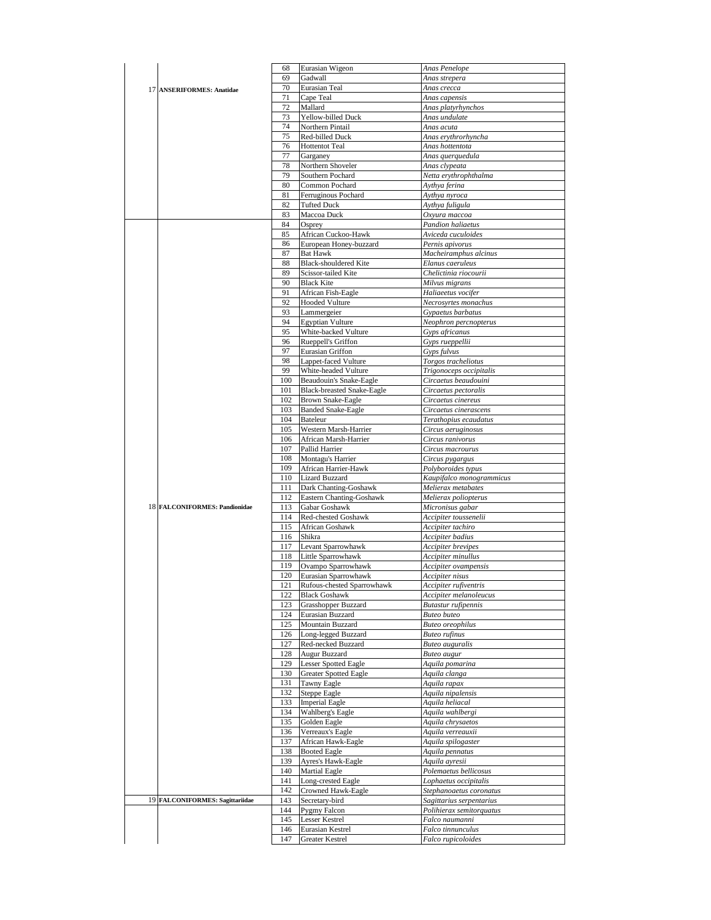| | | | | |
|---|---|---|---|---|
| 17 | **ANSERIFORMES: Anatidae** | 68 | Eurasian Wigeon | *Anas Penelope* |
| | | 69 | Gadwall | *Anas strepera* |
| | | 70 | Eurasian Teal | *Anas crecca* |
| | | 71 | Cape Teal | *Anas capensis* |
| | | 72 | Mallard | *Anas platyrhynchos* |
| | | 73 | Yellow-billed Duck | *Anas undulate* |
| | | 74 | Northern Pintail | *Anas acuta* |
| | | 75 | Red-billed Duck | *Anas erythrorhyncha* |
| | | 76 | Hottentot Teal | *Anas hottentota* |
| | | 77 | Garganey | *Anas querquedula* |
| | | 78 | Northern Shoveler | *Anas clypeata* |
| | | 79 | Southern Pochard | *Netta erythrophthalma* |
| | | 80 | Common Pochard | *Aythya ferina* |
| | | 81 | Ferruginous Pochard | *Aythya nyroca* |
| | | 82 | Tufted Duck | *Aythya fuligula* |
| | | 83 | Maccoa Duck | *Oxyura maccoa* |
| 18 | **FALCONIFORMES: Pandionidae** | 84 | Osprey | *Pandion haliaetus* |
| | | 85 | African Cuckoo-Hawk | *Aviceda cuculoides* |
| | | 86 | European Honey-buzzard | *Pernis apivorus* |
| | | 87 | Bat Hawk | *Macheiramphus alcinus* |
| | | 88 | Black-shouldered Kite | *Elanus caeruleus* |
| | | 89 | Scissor-tailed Kite | *Chelictinia riocourii* |
| | | 90 | Black Kite | *Milvus migrans* |
| | | 91 | African Fish-Eagle | *Haliaeetus vocifer* |
| | | 92 | Hooded Vulture | *Necrosyrtes monachus* |
| | | 93 | Lammergeier | *Gypaetus barbatus* |
| | | 94 | Egyptian Vulture | *Neophron percnopterus* |
| | | 95 | White-backed Vulture | *Gyps africanus* |
| | | 96 | Rueppell's Griffon | *Gyps rueppellii* |
| | | 97 | Eurasian Griffon | *Gyps fulvus* |
| | | 98 | Lappet-faced Vulture | *Torgos tracheliotus* |
| | | 99 | White-headed Vulture | *Trigonoceps occipitalis* |
| | | 100 | Beaudouin's Snake-Eagle | *Circaetus beaudouini* |
| | | 101 | Black-breasted Snake-Eagle | *Circaetus pectoralis* |
| | | 102 | Brown Snake-Eagle | *Circaetus cinereus* |
| | | 103 | Banded Snake-Eagle | *Circaetus cinerascens* |
| | | 104 | Bateleur | *Terathopius ecaudatus* |
| | | 105 | Western Marsh-Harrier | *Circus aeruginosus* |
| | | 106 | African Marsh-Harrier | *Circus ranivorus* |
| | | 107 | Pallid Harrier | *Circus macrourus* |
| | | 108 | Montagu's Harrier | *Circus pygargus* |
| | | 109 | African Harrier-Hawk | *Polyboroides typus* |
| | | 110 | Lizard Buzzard | *Kaupifalco monogrammicus* |
| | | 111 | Dark Chanting-Goshawk | *Melierax metabates* |
| | | 112 | Eastern Chanting-Goshawk | *Melierax poliopterus* |
| | | 113 | Gabar Goshawk | *Micronisus gabar* |
| | | 114 | Red-chested Goshawk | *Accipiter toussenelii* |
| | | 115 | African Goshawk | *Accipiter tachiro* |
| | | 116 | Shikra | *Accipiter badius* |
| | | 117 | Levant Sparrowhawk | *Accipiter brevipes* |
| | | 118 | Little Sparrowhawk | *Accipiter minullus* |
| | | 119 | Ovampo Sparrowhawk | *Accipiter ovampensis* |
| | | 120 | Eurasian Sparrowhawk | *Accipiter nisus* |
| | | 121 | Rufous-chested Sparrowhawk | *Accipiter rufiventris* |
| | | 122 | Black Goshawk | *Accipiter melanoleucus* |
| | | 123 | Grasshopper Buzzard | *Butastur rufipennis* |
| | | 124 | Eurasian Buzzard | *Buteo buteo* |
| | | 125 | Mountain Buzzard | *Buteo oreophilus* |
| | | 126 | Long-legged Buzzard | *Buteo rufinus* |
| | | 127 | Red-necked Buzzard | *Buteo auguralis* |
| | | 128 | Augur Buzzard | *Buteo augur* |
| | | 129 | Lesser Spotted Eagle | *Aquila pomarina* |
| | | 130 | Greater Spotted Eagle | *Aquila clanga* |
| | | 131 | Tawny Eagle | *Aquila rapax* |
| | | 132 | Steppe Eagle | *Aquila nipalensis* |
| | | 133 | Imperial Eagle | *Aquila heliacal* |
| | | 134 | Wahlberg's Eagle | *Aquila wahlbergi* |
| | | 135 | Golden Eagle | *Aquila chrysaetos* |
| | | 136 | Verreaux's Eagle | *Aquila verreauxii* |
| | | 137 | African Hawk-Eagle | *Aquila spilogaster* |
| | | 138 | Booted Eagle | *Aquila pennatus* |
| | | 139 | Ayres's Hawk-Eagle | *Aquila ayresii* |
| | | 140 | Martial Eagle | *Polemaetus bellicosus* |
| | | 141 | Long-crested Eagle | *Lophaetus occipitalis* |
| | | 142 | Crowned Hawk-Eagle | *Stephanoaetus coronatus* |
| 19 | **FALCONIFORMES: Sagittariidae** | 143 | Secretary-bird | *Sagittarius serpentarius* |
| | | 144 | Pygmy Falcon | *Polihierax semitorquatus* |
| | | 145 | Lesser Kestrel | *Falco naumanni* |
| | | 146 | Eurasian Kestrel | *Falco tinnunculus* |
| | | 147 | Greater Kestrel | *Falco rupicoloides* |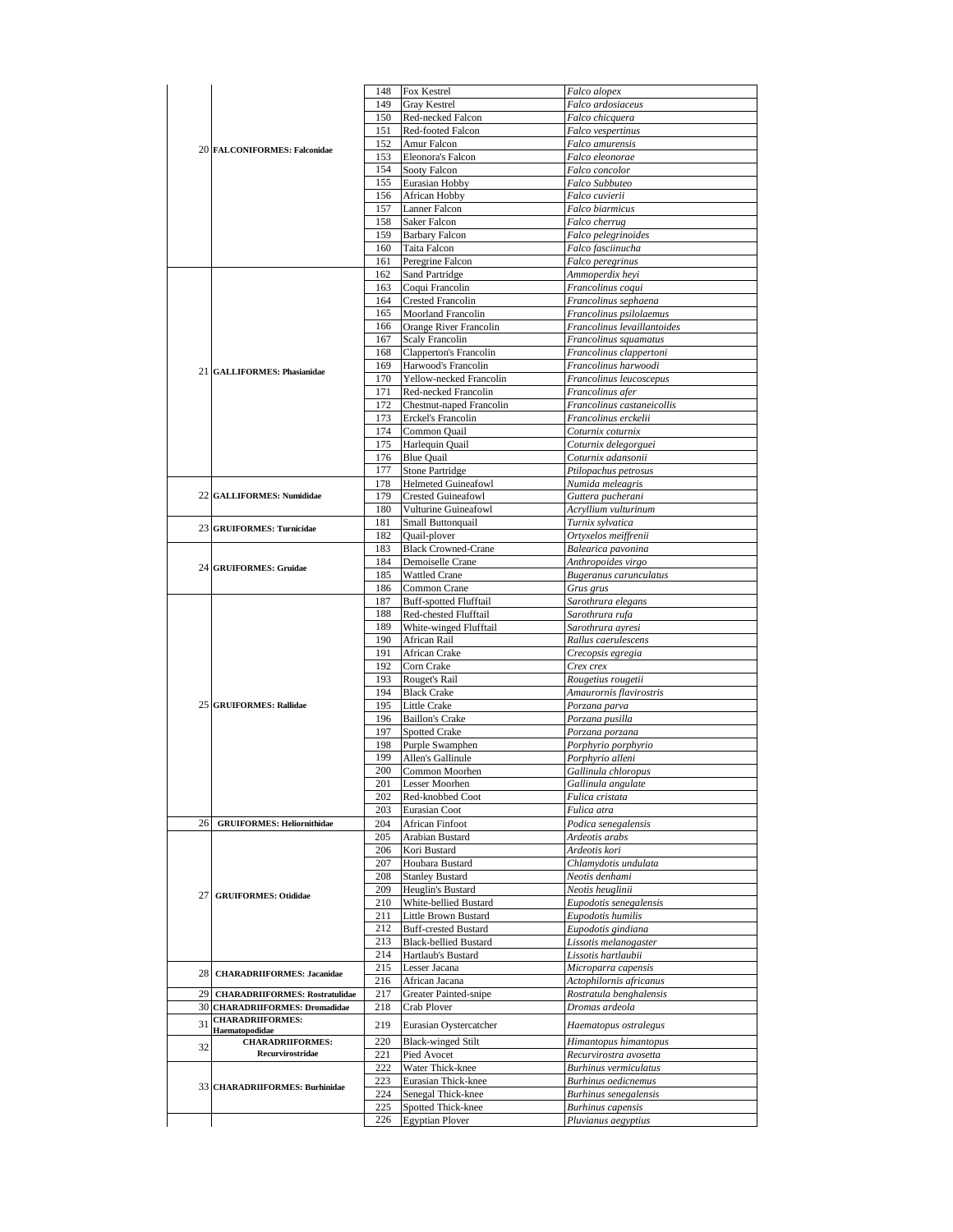| | | | | |
|---|---|---|---|---|
| 20 | FALCONIFORMES: Falconidae | 148 | Fox Kestrel | *Falco alopex* |
| | | 149 | Gray Kestrel | *Falco ardosiaceus* |
| | | 150 | Red-necked Falcon | *Falco chicquera* |
| | | 151 | Red-footed Falcon | *Falco vespertinus* |
| | | 152 | Amur Falcon | *Falco amurensis* |
| | | 153 | Eleonora's Falcon | *Falco eleonorae* |
| | | 154 | Sooty Falcon | *Falco concolor* |
| | | 155 | Eurasian Hobby | *Falco Subbuteo* |
| | | 156 | African Hobby | *Falco cuvierii* |
| | | 157 | Lanner Falcon | *Falco biarmicus* |
| | | 158 | Saker Falcon | *Falco cherrug* |
| | | 159 | Barbary Falcon | *Falco pelegrinoides* |
| | | 160 | Taita Falcon | *Falco fasciinucha* |
| | | 161 | Peregrine Falcon | *Falco peregrinus* |
| 21 | GALLIFORMES: Phasianidae | 162 | Sand Partridge | *Ammoperdix heyi* |
| | | 163 | Coqui Francolin | *Francolinus coqui* |
| | | 164 | Crested Francolin | *Francolinus sephaena* |
| | | 165 | Moorland Francolin | *Francolinus psilolaemus* |
| | | 166 | Orange River Francolin | *Francolinus levaillantoides* |
| | | 167 | Scaly Francolin | *Francolinus squamatus* |
| | | 168 | Clapperton's Francolin | *Francolinus clappertoni* |
| | | 169 | Harwood's Francolin | *Francolinus harwoodi* |
| | | 170 | Yellow-necked Francolin | *Francolinus leucoscepus* |
| | | 171 | Red-necked Francolin | *Francolinus afer* |
| | | 172 | Chestnut-naped Francolin | *Francolinus castaneicollis* |
| | | 173 | Erckel's Francolin | *Francolinus erckelii* |
| | | 174 | Common Quail | *Coturnix coturnix* |
| | | 175 | Harlequin Quail | *Coturnix delegorguei* |
| | | 176 | Blue Quail | *Coturnix adansonii* |
| | | 177 | Stone Partridge | *Ptilopachus petrosus* |
| 22 | GALLIFORMES: Numididae | 178 | Helmeted Guineafowl | *Numida meleagris* |
| | | 179 | Crested Guineafowl | *Guttera pucherani* |
| | | 180 | Vulturine Guineafowl | *Acryllium vulturinum* |
| 23 | GRUIFORMES: Turnicidae | 181 | Small Buttonquail | *Turnix sylvatica* |
| | | 182 | Quail-plover | *Ortyxelos meiffrenii* |
| 24 | GRUIFORMES: Gruidae | 183 | Black Crowned-Crane | *Balearica pavonina* |
| | | 184 | Demoiselle Crane | *Anthropoides virgo* |
| | | 185 | Wattled Crane | *Bugeranus carunculatus* |
| | | 186 | Common Crane | *Grus grus* |
| 25 | GRUIFORMES: Rallidae | 187 | Buff-spotted Flufftail | *Sarothrura elegans* |
| | | 188 | Red-chested Flufftail | *Sarothrura rufa* |
| | | 189 | White-winged Flufftail | *Sarothrura ayresi* |
| | | 190 | African Rail | *Rallus caerulescens* |
| | | 191 | African Crake | *Crecopsis egregia* |
| | | 192 | Corn Crake | *Crex crex* |
| | | 193 | Rouget's Rail | *Rougetius rougetii* |
| | | 194 | Black Crake | *Amaurornis flavirostris* |
| | | 195 | Little Crake | *Porzana parva* |
| | | 196 | Baillon's Crake | *Porzana pusilla* |
| | | 197 | Spotted Crake | *Porzana porzana* |
| | | 198 | Purple Swamphen | *Porphyrio porphyrio* |
| | | 199 | Allen's Gallinule | *Porphyrio alleni* |
| | | 200 | Common Moorhen | *Gallinula chloropus* |
| | | 201 | Lesser Moorhen | *Gallinula angulate* |
| | | 202 | Red-knobbed Coot | *Fulica cristata* |
| | | 203 | Eurasian Coot | *Fulica atra* |
| 26 | GRUIFORMES: Heliornithidae | 204 | African Finfoot | *Podica senegalensis* |
| 27 | GRUIFORMES: Otididae | 205 | Arabian Bustard | *Ardeotis arabs* |
| | | 206 | Kori Bustard | *Ardeotis kori* |
| | | 207 | Houbara Bustard | *Chlamydotis undulata* |
| | | 208 | Stanley Bustard | *Neotis denhami* |
| | | 209 | Heuglin's Bustard | *Neotis heuglinii* |
| | | 210 | White-bellied Bustard | *Eupodotis senegalensis* |
| | | 211 | Little Brown Bustard | *Eupodotis humilis* |
| | | 212 | Buff-crested Bustard | *Eupodotis gindiana* |
| | | 213 | Black-bellied Bustard | *Lissotis melanogaster* |
| | | 214 | Hartlaub's Bustard | *Lissotis hartlaubii* |
| 28 | CHARADRIIFORMES: Jacanidae | 215 | Lesser Jacana | *Microparra capensis* |
| | | 216 | African Jacana | *Actophilornis africanus* |
| 29 | CHARADRIIFORMES: Rostratulidae | 217 | Greater Painted-snipe | *Rostratula benghalensis* |
| 30 | CHARADRIIFORMES: Dromadidae | 218 | Crab Plover | *Dromas ardeola* |
| 31 | CHARADRIIFORMES: Haematopodidae | 219 | Eurasian Oystercatcher | *Haematopus ostralegus* |
| 32 | CHARADRIIFORMES: Recurvirostridae | 220 | Black-winged Stilt | *Himantopus himantopus* |
| | | 221 | Pied Avocet | *Recurvirostra avosetta* |
| 33 | CHARADRIIFORMES: Burhinidae | 222 | Water Thick-knee | *Burhinus vermiculatus* |
| | | 223 | Eurasian Thick-knee | *Burhinus oedicnemus* |
| | | 224 | Senegal Thick-knee | *Burhinus senegalensis* |
| | | 225 | Spotted Thick-knee | *Burhinus capensis* |
| | | 226 | Egyptian Plover | *Pluvianus aegyptius* |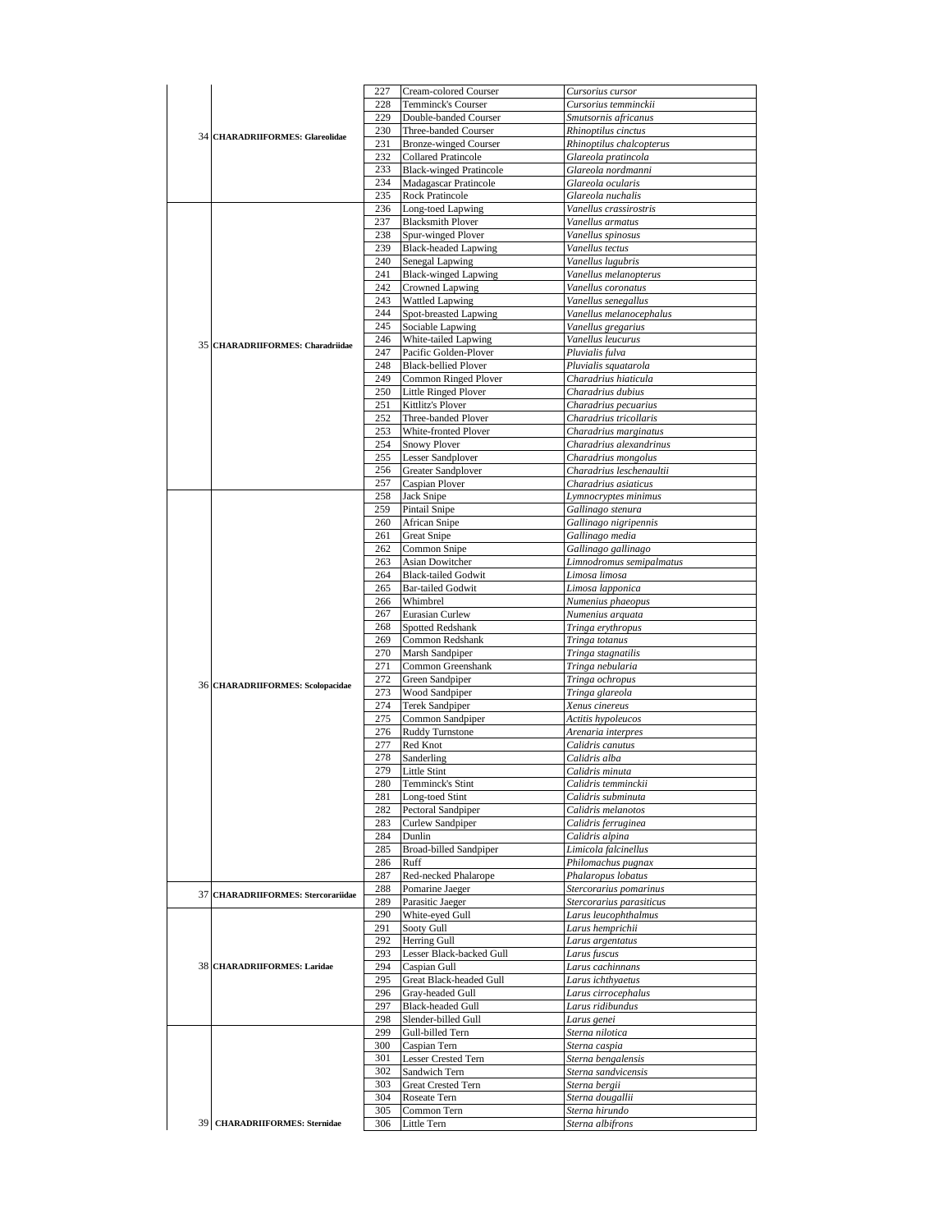| | | | | |
|---|---|---|---|---|
| 34 | CHARADRIIFORMES: Glareolidae | 227 | Cream-colored Courser | *Cursorius cursor* |
| | | 228 | Temminck's Courser | *Cursorius temminckii* |
| | | 229 | Double-banded Courser | *Smutsornis africanus* |
| | | 230 | Three-banded Courser | *Rhinoptilus cinctus* |
| | | 231 | Bronze-winged Courser | *Rhinoptilus chalcopterus* |
| | | 232 | Collared Pratincole | *Glareola pratincola* |
| | | 233 | Black-winged Pratincole | *Glareola nordmanni* |
| | | 234 | Madagascar Pratincole | *Glareola ocularis* |
| | | 235 | Rock Pratincole | *Glareola nuchalis* |
| 35 | CHARADRIIFORMES: Charadriidae | 236 | Long-toed Lapwing | *Vanellus crassirostris* |
| | | 237 | Blacksmith Plover | *Vanellus armatus* |
| | | 238 | Spur-winged Plover | *Vanellus spinosus* |
| | | 239 | Black-headed Lapwing | *Vanellus tectus* |
| | | 240 | Senegal Lapwing | *Vanellus lugubris* |
| | | 241 | Black-winged Lapwing | *Vanellus melanopterus* |
| | | 242 | Crowned Lapwing | *Vanellus coronatus* |
| | | 243 | Wattled Lapwing | *Vanellus senegallus* |
| | | 244 | Spot-breasted Lapwing | *Vanellus melanocephalus* |
| | | 245 | Sociable Lapwing | *Vanellus gregarius* |
| | | 246 | White-tailed Lapwing | *Vanellus leucurus* |
| | | 247 | Pacific Golden-Plover | *Pluvialis fulva* |
| | | 248 | Black-bellied Plover | *Pluvialis squatarola* |
| | | 249 | Common Ringed Plover | *Charadrius hiaticula* |
| | | 250 | Little Ringed Plover | *Charadrius dubius* |
| | | 251 | Kittlitz's Plover | *Charadrius pecuarius* |
| | | 252 | Three-banded Plover | *Charadrius tricollaris* |
| | | 253 | White-fronted Plover | *Charadrius marginatus* |
| | | 254 | Snowy Plover | *Charadrius alexandrinus* |
| | | 255 | Lesser Sandplover | *Charadrius mongolus* |
| | | 256 | Greater Sandplover | *Charadrius leschenaultii* |
| | | 257 | Caspian Plover | *Charadrius asiaticus* |
| 36 | CHARADRIIFORMES: Scolopacidae | 258 | Jack Snipe | *Lymnocryptes minimus* |
| | | 259 | Pintail Snipe | *Gallinago stenura* |
| | | 260 | African Snipe | *Gallinago nigripennis* |
| | | 261 | Great Snipe | *Gallinago media* |
| | | 262 | Common Snipe | *Gallinago gallinago* |
| | | 263 | Asian Dowitcher | *Limnodromus semipalmatus* |
| | | 264 | Black-tailed Godwit | *Limosa limosa* |
| | | 265 | Bar-tailed Godwit | *Limosa lapponica* |
| | | 266 | Whimbrel | *Numenius phaeopus* |
| | | 267 | Eurasian Curlew | *Numenius arquata* |
| | | 268 | Spotted Redshank | *Tringa erythropus* |
| | | 269 | Common Redshank | *Tringa totanus* |
| | | 270 | Marsh Sandpiper | *Tringa stagnatilis* |
| | | 271 | Common Greenshank | *Tringa nebularia* |
| | | 272 | Green Sandpiper | *Tringa ochropus* |
| | | 273 | Wood Sandpiper | *Tringa glareola* |
| | | 274 | Terek Sandpiper | *Xenus cinereus* |
| | | 275 | Common Sandpiper | *Actitis hypoleucos* |
| | | 276 | Ruddy Turnstone | *Arenaria interpres* |
| | | 277 | Red Knot | *Calidris canutus* |
| | | 278 | Sanderling | *Calidris alba* |
| | | 279 | Little Stint | *Calidris minuta* |
| | | 280 | Temminck's Stint | *Calidris temminckii* |
| | | 281 | Long-toed Stint | *Calidris subminuta* |
| | | 282 | Pectoral Sandpiper | *Calidris melanotos* |
| | | 283 | Curlew Sandpiper | *Calidris ferruginea* |
| | | 284 | Dunlin | *Calidris alpina* |
| | | 285 | Broad-billed Sandpiper | *Limicola falcinellus* |
| | | 286 | Ruff | *Philomachus pugnax* |
| | | 287 | Red-necked Phalarope | *Phalaropus lobatus* |
| 37 | CHARADRIIFORMES: Stercorariidae | 288 | Pomarine Jaeger | *Stercorarius pomarinus* |
| | | 289 | Parasitic Jaeger | *Stercorarius parasiticus* |
| 38 | CHARADRIIFORMES: Laridae | 290 | White-eyed Gull | *Larus leucophthalmus* |
| | | 291 | Sooty Gull | *Larus hemprichii* |
| | | 292 | Herring Gull | *Larus argentatus* |
| | | 293 | Lesser Black-backed Gull | *Larus fuscus* |
| | | 294 | Caspian Gull | *Larus cachinnans* |
| | | 295 | Great Black-headed Gull | *Larus ichthyaetus* |
| | | 296 | Gray-headed Gull | *Larus cirrocephalus* |
| | | 297 | Black-headed Gull | *Larus ridibundus* |
| | | 298 | Slender-billed Gull | *Larus genei* |
| 39 | CHARADRIIFORMES: Sternidae | 299 | Gull-billed Tern | *Sterna nilotica* |
| | | 300 | Caspian Tern | *Sterna caspia* |
| | | 301 | Lesser Crested Tern | *Sterna bengalensis* |
| | | 302 | Sandwich Tern | *Sterna sandvicensis* |
| | | 303 | Great Crested Tern | *Sterna bergii* |
| | | 304 | Roseate Tern | *Sterna dougallii* |
| | | 305 | Common Tern | *Sterna hirundo* |
| | | 306 | Little Tern | *Sterna albifrons* |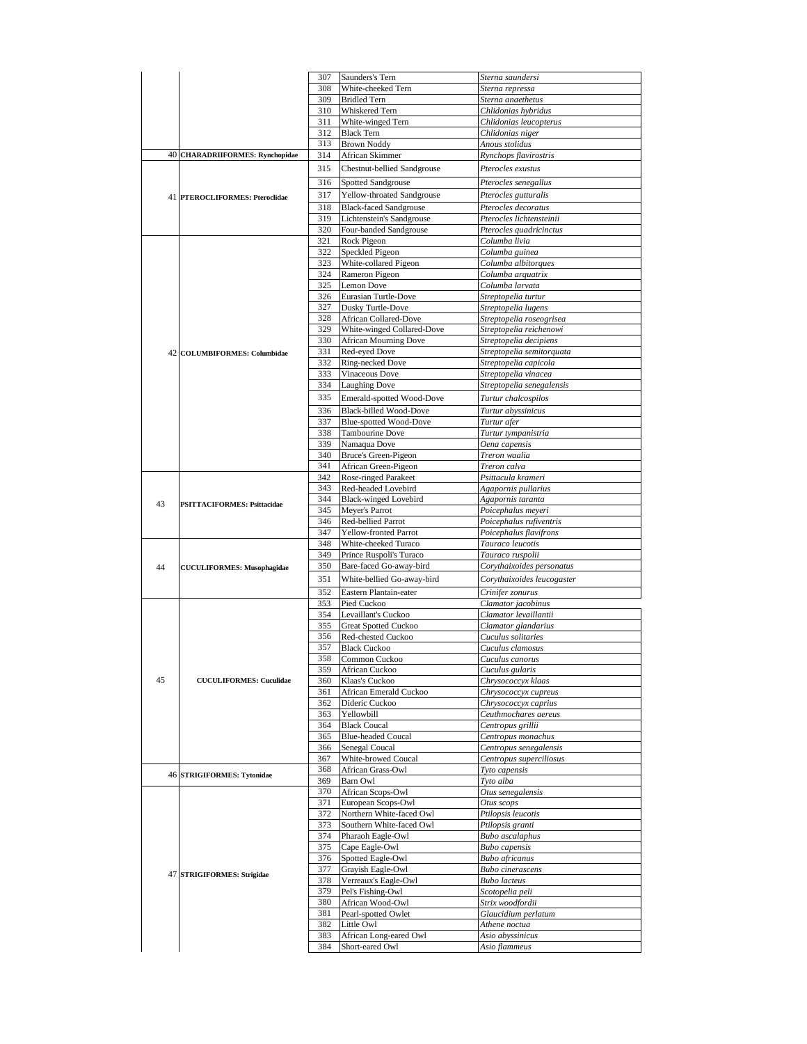| | | 307 | Saunders's Tern | *Sterna saundersi* |
|---|---|---|---|---|
| | | 308 | White-cheeked Tern | *Sterna repressa* |
| | | 309 | Bridled Tern | *Sterna anaethetus* |
| | | 310 | Whiskered Tern | *Chlidonias hybridus* |
| | | 311 | White-winged Tern | *Chlidonias leucopterus* |
| | | 312 | Black Tern | *Chlidonias niger* |
| | | 313 | Brown Noddy | *Anous stolidus* |
| 40 | **CHARADRIIFORMES: Rynchopidae** | 314 | African Skimmer | *Rynchops flavirostris* |
| 41 | **PTEROCLIFORMES: Pteroclidae** | 315 | Chestnut-bellied Sandgrouse | *Pterocles exustus* |
| | | 316 | Spotted Sandgrouse | *Pterocles senegallus* |
| | | 317 | Yellow-throated Sandgrouse | *Pterocles gutturalis* |
| | | 318 | Black-faced Sandgrouse | *Pterocles decoratus* |
| | | 319 | Lichtenstein's Sandgrouse | *Pterocles lichtensteinii* |
| | | 320 | Four-banded Sandgrouse | *Pterocles quadricinctus* |
| 42 | **COLUMBIFORMES: Columbidae** | 321 | Rock Pigeon | *Columba livia* |
| | | 322 | Speckled Pigeon | *Columba guinea* |
| | | 323 | White-collared Pigeon | *Columba albitorques* |
| | | 324 | Rameron Pigeon | *Columba arquatrix* |
| | | 325 | Lemon Dove | *Columba larvata* |
| | | 326 | Eurasian Turtle-Dove | *Streptopelia turtur* |
| | | 327 | Dusky Turtle-Dove | *Streptopelia lugens* |
| | | 328 | African Collared-Dove | *Streptopelia roseogrisea* |
| | | 329 | White-winged Collared-Dove | *Streptopelia reichenowi* |
| | | 330 | African Mourning Dove | *Streptopelia decipiens* |
| | | 331 | Red-eyed Dove | *Streptopelia semitorquata* |
| | | 332 | Ring-necked Dove | *Streptopelia capicola* |
| | | 333 | Vinaceous Dove | *Streptopelia vinacea* |
| | | 334 | Laughing Dove | *Streptopelia senegalensis* |
| | | 335 | Emerald-spotted Wood-Dove | *Turtur chalcospilos* |
| | | 336 | Black-billed Wood-Dove | *Turtur abyssinicus* |
| | | 337 | Blue-spotted Wood-Dove | *Turtur afer* |
| | | 338 | Tambourine Dove | *Turtur tympanistria* |
| | | 339 | Namaqua Dove | *Oena capensis* |
| | | 340 | Bruce's Green-Pigeon | *Treron waalia* |
| | | 341 | African Green-Pigeon | *Treron calva* |
| 43 | **PSITTACIFORMES: Psittacidae** | 342 | Rose-ringed Parakeet | *Psittacula krameri* |
| | | 343 | Red-headed Lovebird | *Agapornis pullarius* |
| | | 344 | Black-winged Lovebird | *Agapornis taranta* |
| | | 345 | Meyer's Parrot | *Poicephalus meyeri* |
| | | 346 | Red-bellied Parrot | *Poicephalus rufiventris* |
| | | 347 | Yellow-fronted Parrot | *Poicephalus flavifrons* |
| 44 | **CUCULIFORMES: Musophagidae** | 348 | White-cheeked Turaco | *Tauraco leucotis* |
| | | 349 | Prince Ruspoli's Turaco | *Tauraco ruspolii* |
| | | 350 | Bare-faced Go-away-bird | *Corythaixoides personatus* |
| | | 351 | White-bellied Go-away-bird | *Corythaixoides leucogaster* |
| | | 352 | Eastern Plantain-eater | *Crinifer zonurus* |
| 45 | **CUCULIFORMES: Cuculidae** | 353 | Pied Cuckoo | *Clamator jacobinus* |
| | | 354 | Levaillant's Cuckoo | *Clamator levaillantii* |
| | | 355 | Great Spotted Cuckoo | *Clamator glandarius* |
| | | 356 | Red-chested Cuckoo | *Cuculus solitaries* |
| | | 357 | Black Cuckoo | *Cuculus clamosus* |
| | | 358 | Common Cuckoo | *Cuculus canorus* |
| | | 359 | African Cuckoo | *Cuculus gularis* |
| | | 360 | Klaas's Cuckoo | *Chrysococcyx klaas* |
| | | 361 | African Emerald Cuckoo | *Chrysococcyx cupreus* |
| | | 362 | Dideric Cuckoo | *Chrysococcyx caprius* |
| | | 363 | Yellowbill | *Ceuthmochares aereus* |
| | | 364 | Black Coucal | *Centropus grillii* |
| | | 365 | Blue-headed Coucal | *Centropus monachus* |
| | | 366 | Senegal Coucal | *Centropus senegalensis* |
| | | 367 | White-browed Coucal | *Centropus superciliosus* |
| 46 | **STRIGIFORMES: Tytonidae** | 368 | African Grass-Owl | *Tyto capensis* |
| | | 369 | Barn Owl | *Tyto alba* |
| 47 | **STRIGIFORMES: Strigidae** | 370 | African Scops-Owl | *Otus senegalensis* |
| | | 371 | European Scops-Owl | *Otus scops* |
| | | 372 | Northern White-faced Owl | *Ptilopsis leucotis* |
| | | 373 | Southern White-faced Owl | *Ptilopsis granti* |
| | | 374 | Pharaoh Eagle-Owl | *Bubo ascalaphus* |
| | | 375 | Cape Eagle-Owl | *Bubo capensis* |
| | | 376 | Spotted Eagle-Owl | *Bubo africanus* |
| | | 377 | Grayish Eagle-Owl | *Bubo cinerascens* |
| | | 378 | Verreaux's Eagle-Owl | *Bubo lacteus* |
| | | 379 | Pel's Fishing-Owl | *Scotopelia peli* |
| | | 380 | African Wood-Owl | *Strix woodfordii* |
| | | 381 | Pearl-spotted Owlet | *Glaucidium perlatum* |
| | | 382 | Little Owl | *Athene noctua* |
| | | 383 | African Long-eared Owl | *Asio abyssinicus* |
| | | 384 | Short-eared Owl | *Asio flammeus* |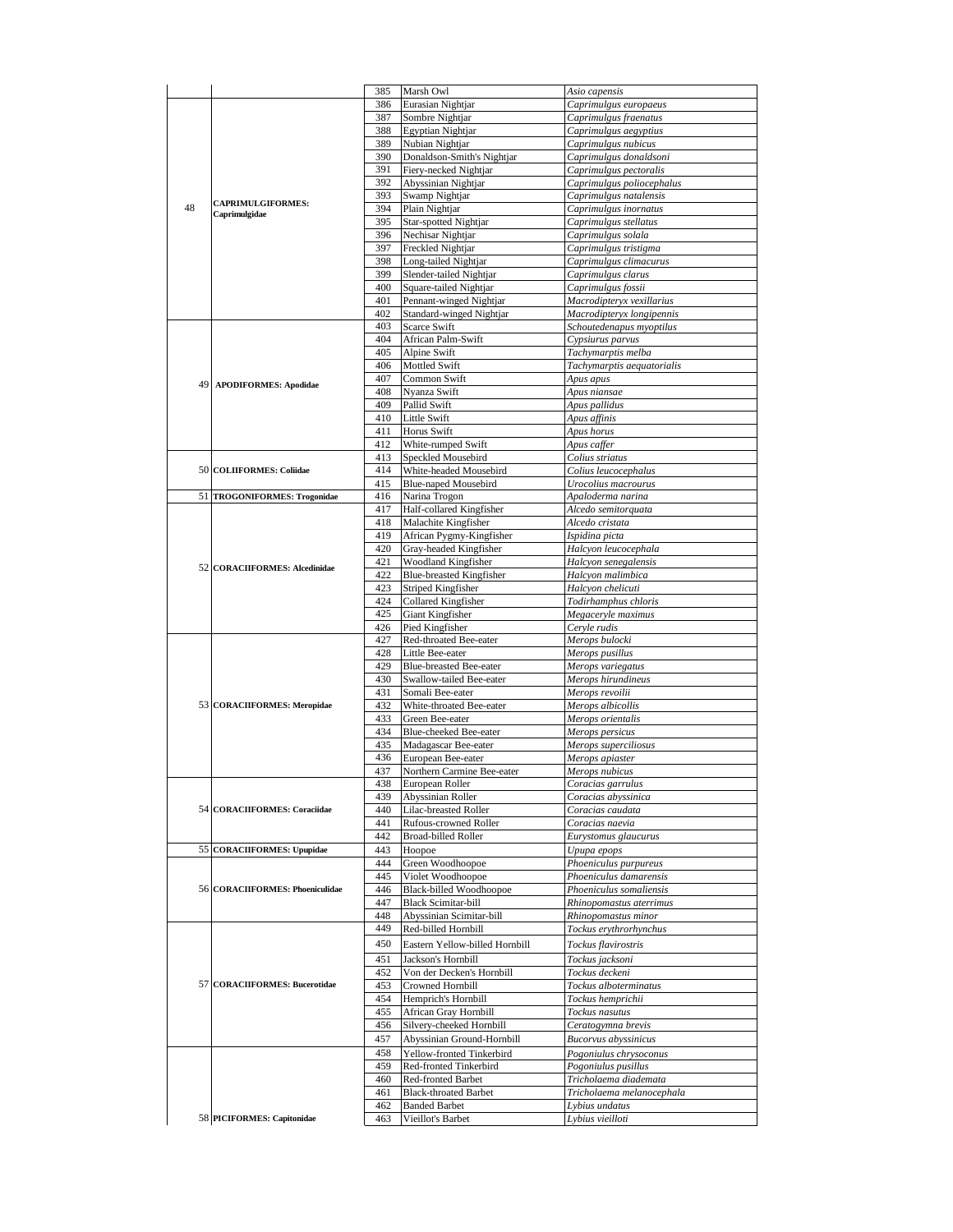| | | | | |
|---|---|---|---|---|
| | | 385 | Marsh Owl | *Asio capensis* |
| 48 | **CAPRIMULGIFORMES: Caprimulgidae** | 386 | Eurasian Nightjar | *Caprimulgus europaeus* |
| | | 387 | Sombre Nightjar | *Caprimulgus fraenatus* |
| | | 388 | Egyptian Nightjar | *Caprimulgus aegyptius* |
| | | 389 | Nubian Nightjar | *Caprimulgus nubicus* |
| | | 390 | Donaldson-Smith's Nightjar | *Caprimulgus donaldsoni* |
| | | 391 | Fiery-necked Nightjar | *Caprimulgus pectoralis* |
| | | 392 | Abyssinian Nightjar | *Caprimulgus poliocephalus* |
| | | 393 | Swamp Nightjar | *Caprimulgus natalensis* |
| | | 394 | Plain Nightjar | *Caprimulgus inornatus* |
| | | 395 | Star-spotted Nightjar | *Caprimulgus stellatus* |
| | | 396 | Nechisar Nightjar | *Caprimulgus solala* |
| | | 397 | Freckled Nightjar | *Caprimulgus tristigma* |
| | | 398 | Long-tailed Nightjar | *Caprimulgus climacurus* |
| | | 399 | Slender-tailed Nightjar | *Caprimulgus clarus* |
| | | 400 | Square-tailed Nightjar | *Caprimulgus fossii* |
| | | 401 | Pennant-winged Nightjar | *Macrodipteryx vexillarius* |
| | | 402 | Standard-winged Nightjar | *Macrodipteryx longipennis* |
| 49 | **APODIFORMES: Apodidae** | 403 | Scarce Swift | *Schoutedenapus myoptilus* |
| | | 404 | African Palm-Swift | *Cypsiurus parvus* |
| | | 405 | Alpine Swift | *Tachymarptis melba* |
| | | 406 | Mottled Swift | *Tachymarptis aequatorialis* |
| | | 407 | Common Swift | *Apus apus* |
| | | 408 | Nyanza Swift | *Apus niansae* |
| | | 409 | Pallid Swift | *Apus pallidus* |
| | | 410 | Little Swift | *Apus affinis* |
| | | 411 | Horus Swift | *Apus horus* |
| | | 412 | White-rumped Swift | *Apus caffer* |
| 50 | **COLIIFORMES: Coliidae** | 413 | Speckled Mousebird | *Colius striatus* |
| | | 414 | White-headed Mousebird | *Colius leucocephalus* |
| | | 415 | Blue-naped Mousebird | *Urocolius macrourus* |
| 51 | **TROGONIFORMES: Trogonidae** | 416 | Narina Trogon | *Apaloderma narina* |
| 52 | **CORACIIFORMES: Alcedinidae** | 417 | Half-collared Kingfisher | *Alcedo semitorquata* |
| | | 418 | Malachite Kingfisher | *Alcedo cristata* |
| | | 419 | African Pygmy-Kingfisher | *Ispidina picta* |
| | | 420 | Gray-headed Kingfisher | *Halcyon leucocephala* |
| | | 421 | Woodland Kingfisher | *Halcyon senegalensis* |
| | | 422 | Blue-breasted Kingfisher | *Halcyon malimbica* |
| | | 423 | Striped Kingfisher | *Halcyon chelicuti* |
| | | 424 | Collared Kingfisher | *Todirhamphus chloris* |
| | | 425 | Giant Kingfisher | *Megaceryle maximus* |
| | | 426 | Pied Kingfisher | *Ceryle rudis* |
| 53 | **CORACIIFORMES: Meropidae** | 427 | Red-throated Bee-eater | *Merops bulocki* |
| | | 428 | Little Bee-eater | *Merops pusillus* |
| | | 429 | Blue-breasted Bee-eater | *Merops variegatus* |
| | | 430 | Swallow-tailed Bee-eater | *Merops hirundineus* |
| | | 431 | Somali Bee-eater | *Merops revoilii* |
| | | 432 | White-throated Bee-eater | *Merops albicollis* |
| | | 433 | Green Bee-eater | *Merops orientalis* |
| | | 434 | Blue-cheeked Bee-eater | *Merops persicus* |
| | | 435 | Madagascar Bee-eater | *Merops superciliosus* |
| | | 436 | European Bee-eater | *Merops apiaster* |
| | | 437 | Northern Carmine Bee-eater | *Merops nubicus* |
| 54 | **CORACIIFORMES: Coraciidae** | 438 | European Roller | *Coracias garrulus* |
| | | 439 | Abyssinian Roller | *Coracias abyssinica* |
| | | 440 | Lilac-breasted Roller | *Coracias caudata* |
| | | 441 | Rufous-crowned Roller | *Coracias naevia* |
| | | 442 | Broad-billed Roller | *Eurystomus glaucurus* |
| 55 | **CORACIIFORMES: Upupidae** | 443 | Hoopoe | *Upupa epops* |
| 56 | **CORACIIFORMES: Phoeniculidae** | 444 | Green Woodhoopoe | *Phoeniculus purpureus* |
| | | 445 | Violet Woodhoopoe | *Phoeniculus damarensis* |
| | | 446 | Black-billed Woodhoopoe | *Phoeniculus somaliensis* |
| | | 447 | Black Scimitar-bill | *Rhinopomastus aterrimus* |
| | | 448 | Abyssinian Scimitar-bill | *Rhinopomastus minor* |
| 57 | **CORACIIFORMES: Bucerotidae** | 449 | Red-billed Hornbill | *Tockus erythrorhynchus* |
| | | 450 | Eastern Yellow-billed Hornbill | *Tockus flavirostris* |
| | | 451 | Jackson's Hornbill | *Tockus jacksoni* |
| | | 452 | Von der Decken's Hornbill | *Tockus deckeni* |
| | | 453 | Crowned Hornbill | *Tockus alboterminatus* |
| | | 454 | Hemprich's Hornbill | *Tockus hemprichii* |
| | | 455 | African Gray Hornbill | *Tockus nasutus* |
| | | 456 | Silvery-cheeked Hornbill | *Ceratogymna brevis* |
| | | 457 | Abyssinian Ground-Hornbill | *Bucorvus abyssinicus* |
| 58 | **PICIFORMES: Capitonidae** | 458 | Yellow-fronted Tinkerbird | *Pogoniulus chrysoconus* |
| | | 459 | Red-fronted Tinkerbird | *Pogoniulus pusillus* |
| | | 460 | Red-fronted Barbet | *Tricholaema diademata* |
| | | 461 | Black-throated Barbet | *Tricholaema melanocephala* |
| | | 462 | Banded Barbet | *Lybius undatus* |
| | | 463 | Vieillot's Barbet | *Lybius vieilloti* |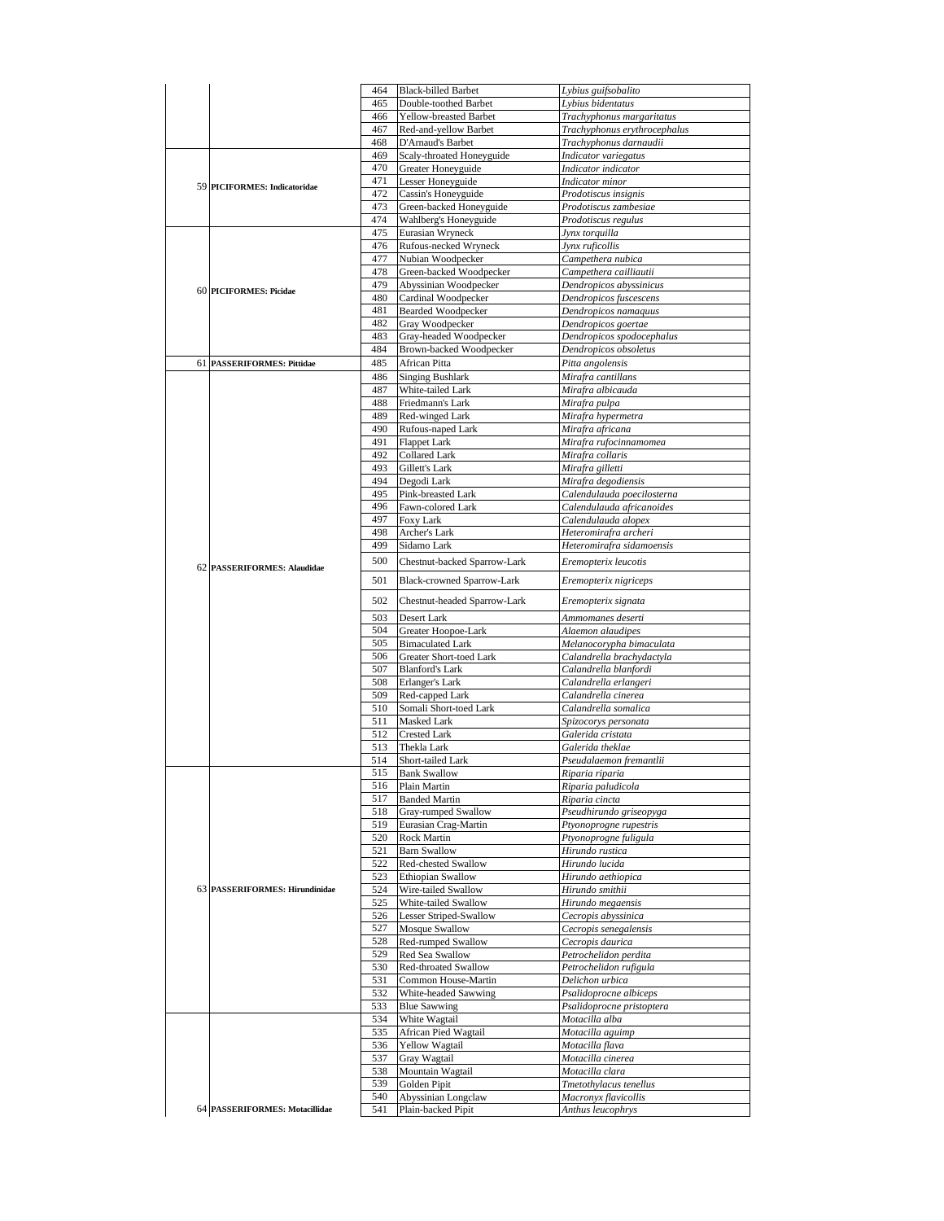| | | | | |
|---|---|---|---|---|
| | | 464 | Black-billed Barbet | *Lybius guifsobalito* |
| | | 465 | Double-toothed Barbet | *Lybius bidentatus* |
| | | 466 | Yellow-breasted Barbet | *Trachyphonus margaritatus* |
| | | 467 | Red-and-yellow Barbet | *Trachyphonus erythrocephalus* |
| | | 468 | D'Arnaud's Barbet | *Trachyphonus darnaudii* |
| 59 | **PICIFORMES: Indicatoridae** | 469 | Scaly-throated Honeyguide | *Indicator variegatus* |
| | | 470 | Greater Honeyguide | *Indicator indicator* |
| | | 471 | Lesser Honeyguide | *Indicator minor* |
| | | 472 | Cassin's Honeyguide | *Prodotiscus insignis* |
| | | 473 | Green-backed Honeyguide | *Prodotiscus zambesiae* |
| | | 474 | Wahlberg's Honeyguide | *Prodotiscus regulus* |
| 60 | **PICIFORMES: Picidae** | 475 | Eurasian Wryneck | *Jynx torquilla* |
| | | 476 | Rufous-necked Wryneck | *Jynx ruficollis* |
| | | 477 | Nubian Woodpecker | *Campethera nubica* |
| | | 478 | Green-backed Woodpecker | *Campethera cailliautii* |
| | | 479 | Abyssinian Woodpecker | *Dendropicos abyssinicus* |
| | | 480 | Cardinal Woodpecker | *Dendropicos fuscescens* |
| | | 481 | Bearded Woodpecker | *Dendropicos namaquus* |
| | | 482 | Gray Woodpecker | *Dendropicos goertae* |
| | | 483 | Gray-headed Woodpecker | *Dendropicos spodocephalus* |
| | | 484 | Brown-backed Woodpecker | *Dendropicos obsoletus* |
| 61 | **PASSERIFORMES: Pittidae** | 485 | African Pitta | *Pitta angolensis* |
| 62 | **PASSERIFORMES: Alaudidae** | 486 | Singing Bushlark | *Mirafra cantillans* |
| | | 487 | White-tailed Lark | *Mirafra albicauda* |
| | | 488 | Friedmann's Lark | *Mirafra pulpa* |
| | | 489 | Red-winged Lark | *Mirafra hypermetra* |
| | | 490 | Rufous-naped Lark | *Mirafra africana* |
| | | 491 | Flappet Lark | *Mirafra rufocinnamomea* |
| | | 492 | Collared Lark | *Mirafra collaris* |
| | | 493 | Gillett's Lark | *Mirafra gilletti* |
| | | 494 | Degodi Lark | *Mirafra degodiensis* |
| | | 495 | Pink-breasted Lark | *Calendulauda poecilosterna* |
| | | 496 | Fawn-colored Lark | *Calendulauda africanoides* |
| | | 497 | Foxy Lark | *Calendulauda alopex* |
| | | 498 | Archer's Lark | *Heteromirafra archeri* |
| | | 499 | Sidamo Lark | *Heteromirafra sidamoensis* |
| | | 500 | Chestnut-backed Sparrow-Lark | *Eremopterix leucotis* |
| | | 501 | Black-crowned Sparrow-Lark | *Eremopterix nigriceps* |
| | | 502 | Chestnut-headed Sparrow-Lark | *Eremopterix signata* |
| | | 503 | Desert Lark | *Ammomanes deserti* |
| | | 504 | Greater Hoopoe-Lark | *Alaemon alaudipes* |
| | | 505 | Bimaculated Lark | *Melanocorypha bimaculata* |
| | | 506 | Greater Short-toed Lark | *Calandrella brachydactyla* |
| | | 507 | Blanford's Lark | *Calandrella blanfordi* |
| | | 508 | Erlanger's Lark | *Calandrella erlangeri* |
| | | 509 | Red-capped Lark | *Calandrella cinerea* |
| | | 510 | Somali Short-toed Lark | *Calandrella somalica* |
| | | 511 | Masked Lark | *Spizocorys personata* |
| | | 512 | Crested Lark | *Galerida cristata* |
| | | 513 | Thekla Lark | *Galerida theklae* |
| | | 514 | Short-tailed Lark | *Pseudalaemon fremantlii* |
| 63 | **PASSERIFORMES: Hirundinidae** | 515 | Bank Swallow | *Riparia riparia* |
| | | 516 | Plain Martin | *Riparia paludicola* |
| | | 517 | Banded Martin | *Riparia cincta* |
| | | 518 | Gray-rumped Swallow | *Pseudhirundo griseopyga* |
| | | 519 | Eurasian Crag-Martin | *Ptyonoprogne rupestris* |
| | | 520 | Rock Martin | *Ptyonoprogne fuligula* |
| | | 521 | Barn Swallow | *Hirundo rustica* |
| | | 522 | Red-chested Swallow | *Hirundo lucida* |
| | | 523 | Ethiopian Swallow | *Hirundo aethiopica* |
| | | 524 | Wire-tailed Swallow | *Hirundo smithii* |
| | | 525 | White-tailed Swallow | *Hirundo megaensis* |
| | | 526 | Lesser Striped-Swallow | *Cecropis abyssinica* |
| | | 527 | Mosque Swallow | *Cecropis senegalensis* |
| | | 528 | Red-rumped Swallow | *Cecropis daurica* |
| | | 529 | Red Sea Swallow | *Petrochelidon perdita* |
| | | 530 | Red-throated Swallow | *Petrochelidon rufigula* |
| | | 531 | Common House-Martin | *Delichon urbica* |
| | | 532 | White-headed Sawwing | *Psalidoprocne albiceps* |
| | | 533 | Blue Sawwing | *Psalidoprocne pristoptera* |
| 64 | **PASSERIFORMES: Motacillidae** | 534 | White Wagtail | *Motacilla alba* |
| | | 535 | African Pied Wagtail | *Motacilla aguimp* |
| | | 536 | Yellow Wagtail | *Motacilla flava* |
| | | 537 | Gray Wagtail | *Motacilla cinerea* |
| | | 538 | Mountain Wagtail | *Motacilla clara* |
| | | 539 | Golden Pipit | *Tmetothylacus tenellus* |
| | | 540 | Abyssinian Longclaw | *Macronyx flavicollis* |
| | | 541 | Plain-backed Pipit | *Anthus leucophrys* |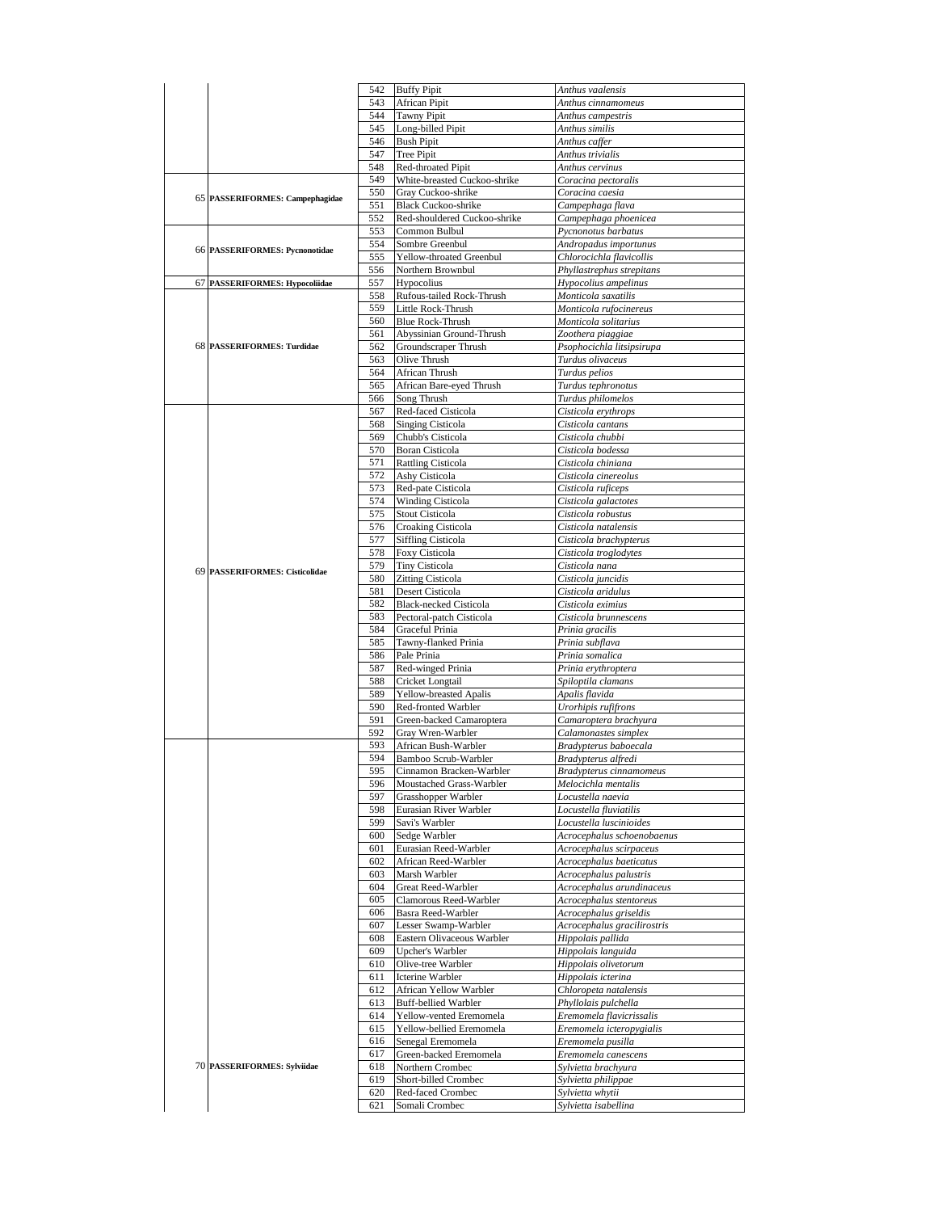| | | | | |
|---|---|---|---|---|
| | | 542 | Buffy Pipit | *Anthus vaalensis* |
| | | 543 | African Pipit | *Anthus cinnamomeus* |
| | | 544 | Tawny Pipit | *Anthus campestris* |
| | | 545 | Long-billed Pipit | *Anthus similis* |
| | | 546 | Bush Pipit | *Anthus caffer* |
| | | 547 | Tree Pipit | *Anthus trivialis* |
| | | 548 | Red-throated Pipit | *Anthus cervinus* |
| 65 | **PASSERIFORMES: Campephagidae** | 549 | White-breasted Cuckoo-shrike | *Coracina pectoralis* |
| | | 550 | Gray Cuckoo-shrike | *Coracina caesia* |
| | | 551 | Black Cuckoo-shrike | *Campephaga flava* |
| | | 552 | Red-shouldered Cuckoo-shrike | *Campephaga phoenicea* |
| 66 | **PASSERIFORMES: Pycnonotidae** | 553 | Common Bulbul | *Pycnonotus barbatus* |
| | | 554 | Sombre Greenbul | *Andropadus importunus* |
| | | 555 | Yellow-throated Greenbul | *Chlorocichla flavicollis* |
| | | 556 | Northern Brownbul | *Phyllastrephus strepitans* |
| 67 | **PASSERIFORMES: Hypocoliidae** | 557 | Hypocolius | *Hypocolius ampelinus* |
| 68 | **PASSERIFORMES: Turdidae** | 558 | Rufous-tailed Rock-Thrush | *Monticola saxatilis* |
| | | 559 | Little Rock-Thrush | *Monticola rufocinereus* |
| | | 560 | Blue Rock-Thrush | *Monticola solitarius* |
| | | 561 | Abyssinian Ground-Thrush | *Zoothera piaggiae* |
| | | 562 | Groundscraper Thrush | *Psophocichla litsipsirupa* |
| | | 563 | Olive Thrush | *Turdus olivaceus* |
| | | 564 | African Thrush | *Turdus pelios* |
| | | 565 | African Bare-eyed Thrush | *Turdus tephronotus* |
| | | 566 | Song Thrush | *Turdus philomelos* |
| 69 | **PASSERIFORMES: Cisticolidae** | 567 | Red-faced Cisticola | *Cisticola erythrops* |
| | | 568 | Singing Cisticola | *Cisticola cantans* |
| | | 569 | Chubb's Cisticola | *Cisticola chubbi* |
| | | 570 | Boran Cisticola | *Cisticola bodessa* |
| | | 571 | Rattling Cisticola | *Cisticola chiniana* |
| | | 572 | Ashy Cisticola | *Cisticola cinereolus* |
| | | 573 | Red-pate Cisticola | *Cisticola ruficeps* |
| | | 574 | Winding Cisticola | *Cisticola galactotes* |
| | | 575 | Stout Cisticola | *Cisticola robustus* |
| | | 576 | Croaking Cisticola | *Cisticola natalensis* |
| | | 577 | Siffling Cisticola | *Cisticola brachypterus* |
| | | 578 | Foxy Cisticola | *Cisticola troglodytes* |
| | | 579 | Tiny Cisticola | *Cisticola nana* |
| | | 580 | Zitting Cisticola | *Cisticola juncidis* |
| | | 581 | Desert Cisticola | *Cisticola aridulus* |
| | | 582 | Black-necked Cisticola | *Cisticola eximius* |
| | | 583 | Pectoral-patch Cisticola | *Cisticola brunnescens* |
| | | 584 | Graceful Prinia | *Prinia gracilis* |
| | | 585 | Tawny-flanked Prinia | *Prinia subflava* |
| | | 586 | Pale Prinia | *Prinia somalica* |
| | | 587 | Red-winged Prinia | *Prinia erythroptera* |
| | | 588 | Cricket Longtail | *Spiloptila clamans* |
| | | 589 | Yellow-breasted Apalis | *Apalis flavida* |
| | | 590 | Red-fronted Warbler | *Urorhipis rufifrons* |
| | | 591 | Green-backed Camaroptera | *Camaroptera brachyura* |
| | | 592 | Gray Wren-Warbler | *Calamonastes simplex* |
| 70 | **PASSERIFORMES: Sylviidae** | 593 | African Bush-Warbler | *Bradypterus baboecala* |
| | | 594 | Bamboo Scrub-Warbler | *Bradypterus alfredi* |
| | | 595 | Cinnamon Bracken-Warbler | *Bradypterus cinnamomeus* |
| | | 596 | Moustached Grass-Warbler | *Melocichla mentalis* |
| | | 597 | Grasshopper Warbler | *Locustella naevia* |
| | | 598 | Eurasian River Warbler | *Locustella fluviatilis* |
| | | 599 | Savi's Warbler | *Locustella luscinioides* |
| | | 600 | Sedge Warbler | *Acrocephalus schoenobaenus* |
| | | 601 | Eurasian Reed-Warbler | *Acrocephalus scirpaceus* |
| | | 602 | African Reed-Warbler | *Acrocephalus baeticatus* |
| | | 603 | Marsh Warbler | *Acrocephalus palustris* |
| | | 604 | Great Reed-Warbler | *Acrocephalus arundinaceus* |
| | | 605 | Clamorous Reed-Warbler | *Acrocephalus stentoreus* |
| | | 606 | Basra Reed-Warbler | *Acrocephalus griseldis* |
| | | 607 | Lesser Swamp-Warbler | *Acrocephalus gracilirostris* |
| | | 608 | Eastern Olivaceous Warbler | *Hippolais pallida* |
| | | 609 | Upcher's Warbler | *Hippolais languida* |
| | | 610 | Olive-tree Warbler | *Hippolais olivetorum* |
| | | 611 | Icterine Warbler | *Hippolais icterina* |
| | | 612 | African Yellow Warbler | *Chloropeta natalensis* |
| | | 613 | Buff-bellied Warbler | *Phyllolais pulchella* |
| | | 614 | Yellow-vented Eremomela | *Eremomela flavicrissalis* |
| | | 615 | Yellow-bellied Eremomela | *Eremomela icteropygialis* |
| | | 616 | Senegal Eremomela | *Eremomela pusilla* |
| | | 617 | Green-backed Eremomela | *Eremomela canescens* |
| | | 618 | Northern Crombec | *Sylvietta brachyura* |
| | | 619 | Short-billed Crombec | *Sylvietta philippae* |
| | | 620 | Red-faced Crombec | *Sylvietta whytii* |
| | | 621 | Somali Crombec | *Sylvietta isabellina* |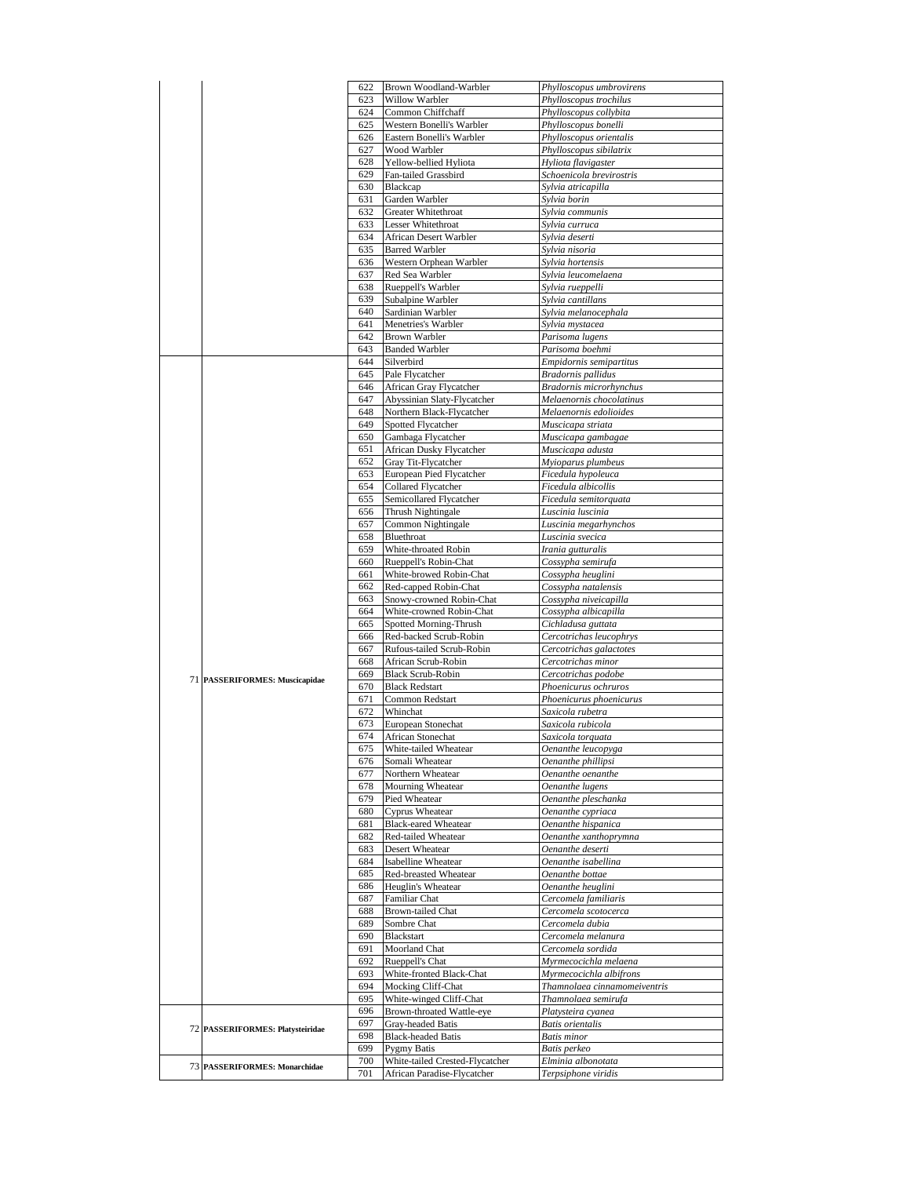| | | | | |
|---|---|---|---|---|
| | | 622 | Brown Woodland-Warbler | *Phylloscopus umbrovirens* |
| | | 623 | Willow Warbler | *Phylloscopus trochilus* |
| | | 624 | Common Chiffchaff | *Phylloscopus collybita* |
| | | 625 | Western Bonelli's Warbler | *Phylloscopus bonelli* |
| | | 626 | Eastern Bonelli's Warbler | *Phylloscopus orientalis* |
| | | 627 | Wood Warbler | *Phylloscopus sibilatrix* |
| | | 628 | Yellow-bellied Hyliota | *Hyliota flavigaster* |
| | | 629 | Fan-tailed Grassbird | *Schoenicola brevirostris* |
| | | 630 | Blackcap | *Sylvia atricapilla* |
| | | 631 | Garden Warbler | *Sylvia borin* |
| | | 632 | Greater Whitethroat | *Sylvia communis* |
| | | 633 | Lesser Whitethroat | *Sylvia curruca* |
| | | 634 | African Desert Warbler | *Sylvia deserti* |
| | | 635 | Barred Warbler | *Sylvia nisoria* |
| | | 636 | Western Orphean Warbler | *Sylvia hortensis* |
| | | 637 | Red Sea Warbler | *Sylvia leucomelaena* |
| | | 638 | Rueppell's Warbler | *Sylvia rueppelli* |
| | | 639 | Subalpine Warbler | *Sylvia cantillans* |
| | | 640 | Sardinian Warbler | *Sylvia melanocephala* |
| | | 641 | Menetries's Warbler | *Sylvia mystacea* |
| | | 642 | Brown Warbler | *Parisoma lugens* |
| | | 643 | Banded Warbler | *Parisoma boehmi* |
| 71 | **PASSERIFORMES: Muscicapidae** | 644 | Silverbird | *Empidornis semipartitus* |
| | | 645 | Pale Flycatcher | *Bradornis pallidus* |
| | | 646 | African Gray Flycatcher | *Bradornis microrhynchus* |
| | | 647 | Abyssinian Slaty-Flycatcher | *Melaenornis chocolatinus* |
| | | 648 | Northern Black-Flycatcher | *Melaenornis edolioides* |
| | | 649 | Spotted Flycatcher | *Muscicapa striata* |
| | | 650 | Gambaga Flycatcher | *Muscicapa gambagae* |
| | | 651 | African Dusky Flycatcher | *Muscicapa adusta* |
| | | 652 | Gray Tit-Flycatcher | *Myioparus plumbeus* |
| | | 653 | European Pied Flycatcher | *Ficedula hypoleuca* |
| | | 654 | Collared Flycatcher | *Ficedula albicollis* |
| | | 655 | Semicollared Flycatcher | *Ficedula semitorquata* |
| | | 656 | Thrush Nightingale | *Luscinia luscinia* |
| | | 657 | Common Nightingale | *Luscinia megarhynchos* |
| | | 658 | Bluethroat | *Luscinia svecica* |
| | | 659 | White-throated Robin | *Irania gutturalis* |
| | | 660 | Rueppell's Robin-Chat | *Cossypha semirufa* |
| | | 661 | White-browed Robin-Chat | *Cossypha heuglini* |
| | | 662 | Red-capped Robin-Chat | *Cossypha natalensis* |
| | | 663 | Snowy-crowned Robin-Chat | *Cossypha niveicapilla* |
| | | 664 | White-crowned Robin-Chat | *Cossypha albicapilla* |
| | | 665 | Spotted Morning-Thrush | *Cichladusa guttata* |
| | | 666 | Red-backed Scrub-Robin | *Cercotrichas leucophrys* |
| | | 667 | Rufous-tailed Scrub-Robin | *Cercotrichas galactotes* |
| | | 668 | African Scrub-Robin | *Cercotrichas minor* |
| | | 669 | Black Scrub-Robin | *Cercotrichas podobe* |
| | | 670 | Black Redstart | *Phoenicurus ochruros* |
| | | 671 | Common Redstart | *Phoenicurus phoenicurus* |
| | | 672 | Whinchat | *Saxicola rubetra* |
| | | 673 | European Stonechat | *Saxicola rubicola* |
| | | 674 | African Stonechat | *Saxicola torquata* |
| | | 675 | White-tailed Wheatear | *Oenanthe leucopyga* |
| | | 676 | Somali Wheatear | *Oenanthe phillipsi* |
| | | 677 | Northern Wheatear | *Oenanthe oenanthe* |
| | | 678 | Mourning Wheatear | *Oenanthe lugens* |
| | | 679 | Pied Wheatear | *Oenanthe pleschanka* |
| | | 680 | Cyprus Wheatear | *Oenanthe cypriaca* |
| | | 681 | Black-eared Wheatear | *Oenanthe hispanica* |
| | | 682 | Red-tailed Wheatear | *Oenanthe xanthoprymna* |
| | | 683 | Desert Wheatear | *Oenanthe deserti* |
| | | 684 | Isabelline Wheatear | *Oenanthe isabellina* |
| | | 685 | Red-breasted Wheatear | *Oenanthe bottae* |
| | | 686 | Heuglin's Wheatear | *Oenanthe heuglini* |
| | | 687 | Familiar Chat | *Cercomela familiaris* |
| | | 688 | Brown-tailed Chat | *Cercomela scotocerca* |
| | | 689 | Sombre Chat | *Cercomela dubia* |
| | | 690 | Blackstart | *Cercomela melanura* |
| | | 691 | Moorland Chat | *Cercomela sordida* |
| | | 692 | Rueppell's Chat | *Myrmecocichla melaena* |
| | | 693 | White-fronted Black-Chat | *Myrmecocichla albifrons* |
| | | 694 | Mocking Cliff-Chat | *Thamnolaea cinnamomeiventris* |
| | | 695 | White-winged Cliff-Chat | *Thamnolaea semirufa* |
| 72 | **PASSERIFORMES: Platysteiridae** | 696 | Brown-throated Wattle-eye | *Platysteira cyanea* |
| | | 697 | Gray-headed Batis | *Batis orientalis* |
| | | 698 | Black-headed Batis | *Batis minor* |
| | | 699 | Pygmy Batis | *Batis perkeo* |
| 73 | **PASSERIFORMES: Monarchidae** | 700 | White-tailed Crested-Flycatcher | *Elminia albonotata* |
| | | 701 | African Paradise-Flycatcher | *Terpsiphone viridis* |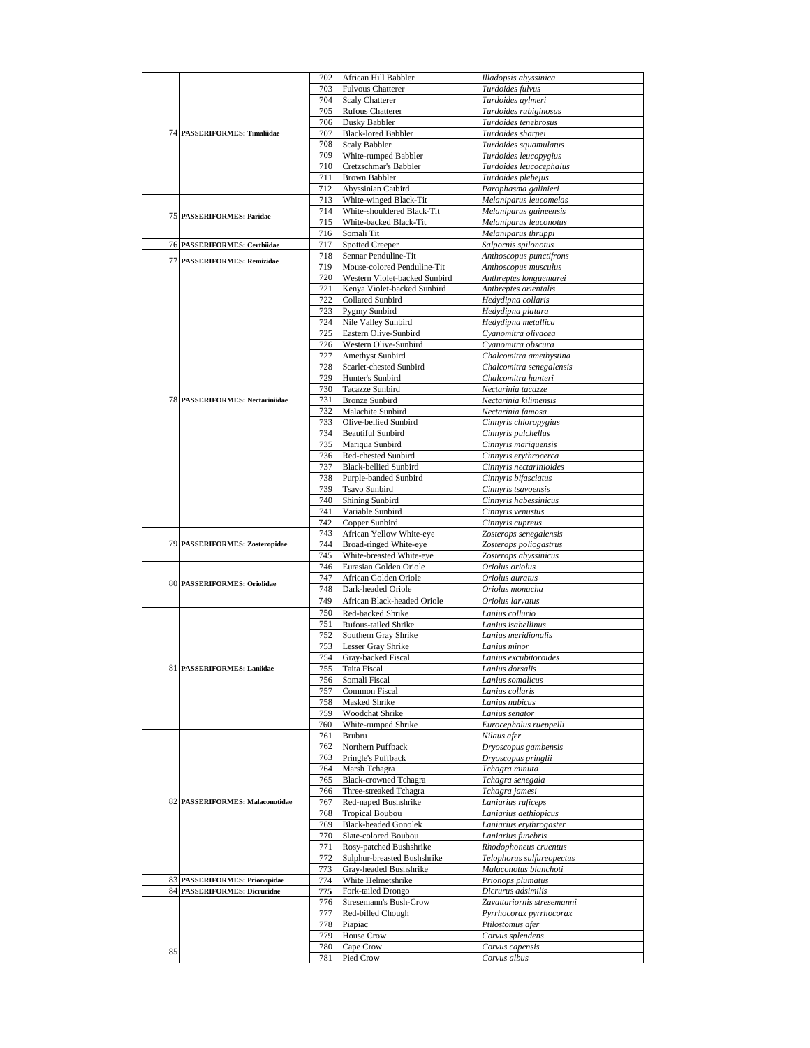| | | | | |
|---|---|---|---|---|
| 74 | **PASSERIFORMES: Timaliidae** | 702 | African Hill Babbler | *Illadopsis abyssinica* |
| | | 703 | Fulvous Chatterer | *Turdoides fulvus* |
| | | 704 | Scaly Chatterer | *Turdoides aylmeri* |
| | | 705 | Rufous Chatterer | *Turdoides rubiginosus* |
| | | 706 | Dusky Babbler | *Turdoides tenebrosus* |
| | | 707 | Black-lored Babbler | *Turdoides sharpei* |
| | | 708 | Scaly Babbler | *Turdoides squamulatus* |
| | | 709 | White-rumped Babbler | *Turdoides leucopygius* |
| | | 710 | Cretzschmar's Babbler | *Turdoides leucocephalus* |
| | | 711 | Brown Babbler | *Turdoides plebejus* |
| | | 712 | Abyssinian Catbird | *Parophasma galinieri* |
| 75 | **PASSERIFORMES: Paridae** | 713 | White-winged Black-Tit | *Melaniparus leucomelas* |
| | | 714 | White-shouldered Black-Tit | *Melaniparus guineensis* |
| | | 715 | White-backed Black-Tit | *Melaniparus leuconotus* |
| | | 716 | Somali Tit | *Melaniparus thruppi* |
| 76 | **PASSERIFORMES: Certhiidae** | 717 | Spotted Creeper | *Salpornis spilonotus* |
| 77 | **PASSERIFORMES: Remizidae** | 718 | Sennar Penduline-Tit | *Anthoscopus punctifrons* |
| | | 719 | Mouse-colored Penduline-Tit | *Anthoscopus musculus* |
| 78 | **PASSERIFORMES: Nectariniidae** | 720 | Western Violet-backed Sunbird | *Anthreptes longuemarei* |
| | | 721 | Kenya Violet-backed Sunbird | *Anthreptes orientalis* |
| | | 722 | Collared Sunbird | *Hedydipna collaris* |
| | | 723 | Pygmy Sunbird | *Hedydipna platura* |
| | | 724 | Nile Valley Sunbird | *Hedydipna metallica* |
| | | 725 | Eastern Olive-Sunbird | *Cyanomitra olivacea* |
| | | 726 | Western Olive-Sunbird | *Cyanomitra obscura* |
| | | 727 | Amethyst Sunbird | *Chalcomitra amethystina* |
| | | 728 | Scarlet-chested Sunbird | *Chalcomitra senegalensis* |
| | | 729 | Hunter's Sunbird | *Chalcomitra hunteri* |
| | | 730 | Tacazze Sunbird | *Nectarinia tacazze* |
| | | 731 | Bronze Sunbird | *Nectarinia kilimensis* |
| | | 732 | Malachite Sunbird | *Nectarinia famosa* |
| | | 733 | Olive-bellied Sunbird | *Cinnyris chloropygius* |
| | | 734 | Beautiful Sunbird | *Cinnyris pulchellus* |
| | | 735 | Mariqua Sunbird | *Cinnyris mariquensis* |
| | | 736 | Red-chested Sunbird | *Cinnyris erythrocerca* |
| | | 737 | Black-bellied Sunbird | *Cinnyris nectarinioides* |
| | | 738 | Purple-banded Sunbird | *Cinnyris bifasciatus* |
| | | 739 | Tsavo Sunbird | *Cinnyris tsavoensis* |
| | | 740 | Shining Sunbird | *Cinnyris habessinicus* |
| | | 741 | Variable Sunbird | *Cinnyris venustus* |
| | | 742 | Copper Sunbird | *Cinnyris cupreus* |
| 79 | **PASSERIFORMES: Zosteropidae** | 743 | African Yellow White-eye | *Zosterops senegalensis* |
| | | 744 | Broad-ringed White-eye | *Zosterops poliogastrus* |
| | | 745 | White-breasted White-eye | *Zosterops abyssinicus* |
| 80 | **PASSERIFORMES: Oriolidae** | 746 | Eurasian Golden Oriole | *Oriolus oriolus* |
| | | 747 | African Golden Oriole | *Oriolus auratus* |
| | | 748 | Dark-headed Oriole | *Oriolus monacha* |
| | | 749 | African Black-headed Oriole | *Oriolus larvatus* |
| 81 | **PASSERIFORMES: Laniidae** | 750 | Red-backed Shrike | *Lanius collurio* |
| | | 751 | Rufous-tailed Shrike | *Lanius isabellinus* |
| | | 752 | Southern Gray Shrike | *Lanius meridionalis* |
| | | 753 | Lesser Gray Shrike | *Lanius minor* |
| | | 754 | Gray-backed Fiscal | *Lanius excubitoroides* |
| | | 755 | Taita Fiscal | *Lanius dorsalis* |
| | | 756 | Somali Fiscal | *Lanius somalicus* |
| | | 757 | Common Fiscal | *Lanius collaris* |
| | | 758 | Masked Shrike | *Lanius nubicus* |
| | | 759 | Woodchat Shrike | *Lanius senator* |
| | | 760 | White-rumped Shrike | *Eurocephalus rueppelli* |
| 82 | **PASSERIFORMES: Malaconotidae** | 761 | Brubru | *Nilaus afer* |
| | | 762 | Northern Puffback | *Dryoscopus gambensis* |
| | | 763 | Pringle's Puffback | *Dryoscopus pringlii* |
| | | 764 | Marsh Tchagra | *Tchagra minuta* |
| | | 765 | Black-crowned Tchagra | *Tchagra senegala* |
| | | 766 | Three-streaked Tchagra | *Tchagra jamesi* |
| | | 767 | Red-naped Bushshrike | *Laniarius ruficeps* |
| | | 768 | Tropical Boubou | *Laniarius aethiopicus* |
| | | 769 | Black-headed Gonolek | *Laniarius erythrogaster* |
| | | 770 | Slate-colored Boubou | *Laniarius funebris* |
| | | 771 | Rosy-patched Bushshrike | *Rhodophoneus cruentus* |
| | | 772 | Sulphur-breasted Bushshrike | *Telophorus sulfureopectus* |
| | | 773 | Gray-headed Bushshrike | *Malaconotus blanchoti* |
| 83 | **PASSERIFORMES: Prionopidae** | 774 | White Helmetshrike | *Prionops plumatus* |
| 84 | **PASSERIFORMES: Dicruridae** | 775 | Fork-tailed Drongo | *Dicrurus adsimilis* |
| 85 | | 776 | Stresemann's Bush-Crow | *Zavattariornis stresemanni* |
| | | 777 | Red-billed Chough | *Pyrrhocorax pyrrhocorax* |
| | | 778 | Piapiac | *Ptilostomus afer* |
| | | 779 | House Crow | *Corvus splendens* |
| | | 780 | Cape Crow | *Corvus capensis* |
| | | 781 | Pied Crow | *Corvus albus* |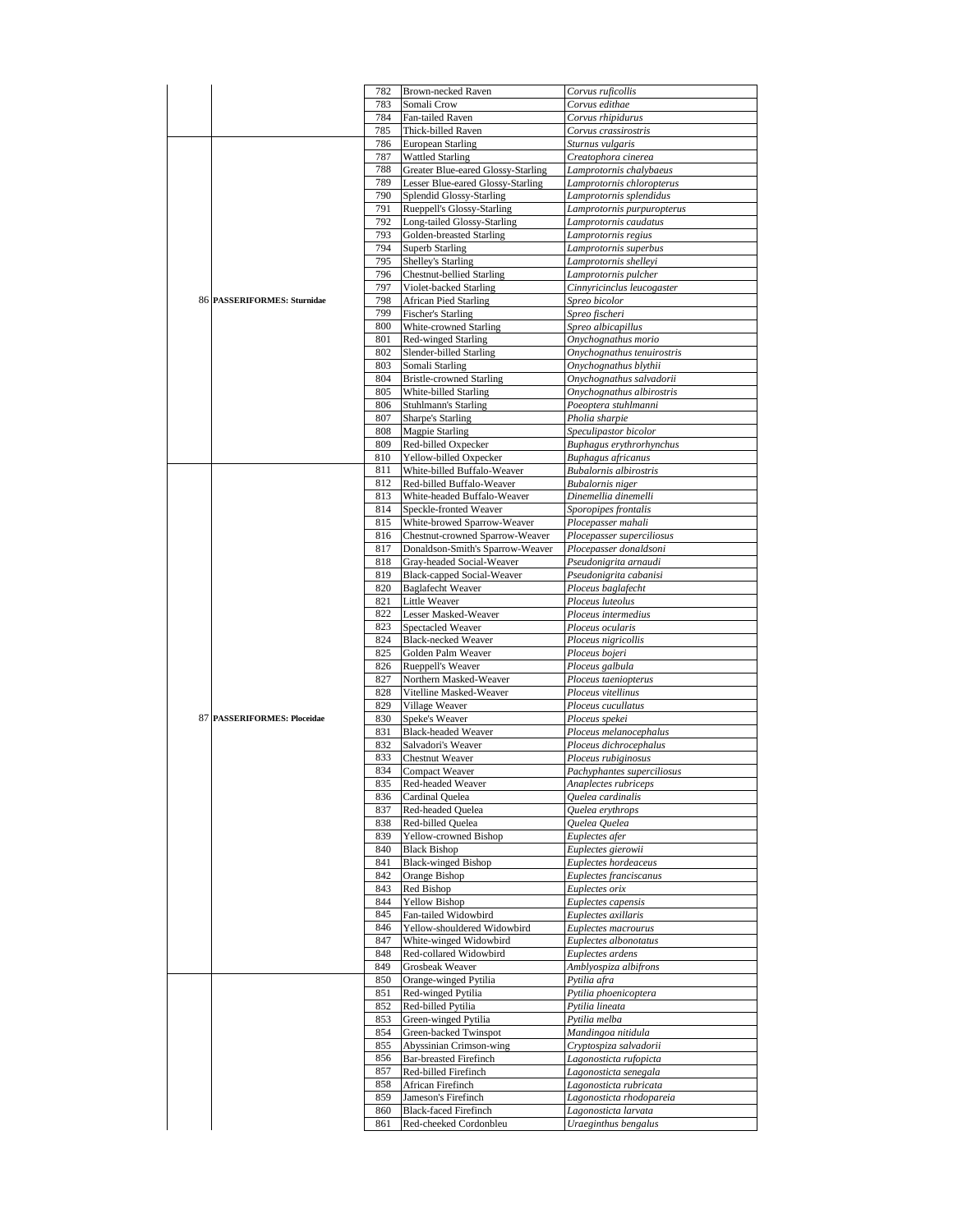| | | | | |
|---|---|---|---|---|
| | | 782 | Brown-necked Raven | *Corvus ruficollis* |
| | | 783 | Somali Crow | *Corvus edithae* |
| | | 784 | Fan-tailed Raven | *Corvus rhipidurus* |
| | | 785 | Thick-billed Raven | *Corvus crassirostris* |
| 86 | **PASSERIFORMES: Sturnidae** | 786 | European Starling | *Sturnus vulgaris* |
| | | 787 | Wattled Starling | *Creatophora cinerea* |
| | | 788 | Greater Blue-eared Glossy-Starling | *Lamprotornis chalybaeus* |
| | | 789 | Lesser Blue-eared Glossy-Starling | *Lamprotornis chloropterus* |
| | | 790 | Splendid Glossy-Starling | *Lamprotornis splendidus* |
| | | 791 | Rueppell's Glossy-Starling | *Lamprotornis purpuropterus* |
| | | 792 | Long-tailed Glossy-Starling | *Lamprotornis caudatus* |
| | | 793 | Golden-breasted Starling | *Lamprotornis regius* |
| | | 794 | Superb Starling | *Lamprotornis superbus* |
| | | 795 | Shelley's Starling | *Lamprotornis shelleyi* |
| | | 796 | Chestnut-bellied Starling | *Lamprotornis pulcher* |
| | | 797 | Violet-backed Starling | *Cinnyricinclus leucogaster* |
| | | 798 | African Pied Starling | *Spreo bicolor* |
| | | 799 | Fischer's Starling | *Spreo fischeri* |
| | | 800 | White-crowned Starling | *Spreo albicapillus* |
| | | 801 | Red-winged Starling | *Onychognathus morio* |
| | | 802 | Slender-billed Starling | *Onychognathus tenuirostris* |
| | | 803 | Somali Starling | *Onychognathus blythii* |
| | | 804 | Bristle-crowned Starling | *Onychognathus salvadorii* |
| | | 805 | White-billed Starling | *Onychognathus albirostris* |
| | | 806 | Stuhlmann's Starling | *Poeoptera stuhlmanni* |
| | | 807 | Sharpe's Starling | *Pholia sharpie* |
| | | 808 | Magpie Starling | *Speculipastor bicolor* |
| | | 809 | Red-billed Oxpecker | *Buphagus erythrorhynchus* |
| | | 810 | Yellow-billed Oxpecker | *Buphagus africanus* |
| 87 | **PASSERIFORMES: Ploceidae** | 811 | White-billed Buffalo-Weaver | *Bubalornis albirostris* |
| | | 812 | Red-billed Buffalo-Weaver | *Bubalornis niger* |
| | | 813 | White-headed Buffalo-Weaver | *Dinemellia dinemelli* |
| | | 814 | Speckle-fronted Weaver | *Sporopipes frontalis* |
| | | 815 | White-browed Sparrow-Weaver | *Plocepasser mahali* |
| | | 816 | Chestnut-crowned Sparrow-Weaver | *Plocepasser superciliosus* |
| | | 817 | Donaldson-Smith's Sparrow-Weaver | *Plocepasser donaldsoni* |
| | | 818 | Gray-headed Social-Weaver | *Pseudonigrita arnaudi* |
| | | 819 | Black-capped Social-Weaver | *Pseudonigrita cabanisi* |
| | | 820 | Baglafecht Weaver | *Ploceus baglafecht* |
| | | 821 | Little Weaver | *Ploceus luteolus* |
| | | 822 | Lesser Masked-Weaver | *Ploceus intermedius* |
| | | 823 | Spectacled Weaver | *Ploceus ocularis* |
| | | 824 | Black-necked Weaver | *Ploceus nigricollis* |
| | | 825 | Golden Palm Weaver | *Ploceus bojeri* |
| | | 826 | Rueppell's Weaver | *Ploceus galbula* |
| | | 827 | Northern Masked-Weaver | *Ploceus taeniopterus* |
| | | 828 | Vitelline Masked-Weaver | *Ploceus vitellinus* |
| | | 829 | Village Weaver | *Ploceus cucullatus* |
| | | 830 | Speke's Weaver | *Ploceus spekei* |
| | | 831 | Black-headed Weaver | *Ploceus melanocephalus* |
| | | 832 | Salvadori's Weaver | *Ploceus dichrocephalus* |
| | | 833 | Chestnut Weaver | *Ploceus rubiginosus* |
| | | 834 | Compact Weaver | *Pachyphantes superciliosus* |
| | | 835 | Red-headed Weaver | *Anaplectes rubriceps* |
| | | 836 | Cardinal Quelea | *Quelea cardinalis* |
| | | 837 | Red-headed Quelea | *Quelea erythrops* |
| | | 838 | Red-billed Quelea | *Quelea Quelea* |
| | | 839 | Yellow-crowned Bishop | *Euplectes afer* |
| | | 840 | Black Bishop | *Euplectes gierowii* |
| | | 841 | Black-winged Bishop | *Euplectes hordeaceus* |
| | | 842 | Orange Bishop | *Euplectes franciscanus* |
| | | 843 | Red Bishop | *Euplectes orix* |
| | | 844 | Yellow Bishop | *Euplectes capensis* |
| | | 845 | Fan-tailed Widowbird | *Euplectes axillaris* |
| | | 846 | Yellow-shouldered Widowbird | *Euplectes macrourus* |
| | | 847 | White-winged Widowbird | *Euplectes albonotatus* |
| | | 848 | Red-collared Widowbird | *Euplectes ardens* |
| | | 849 | Grosbeak Weaver | *Amblyospiza albifrons* |
| | | 850 | Orange-winged Pytilia | *Pytilia afra* |
| | | 851 | Red-winged Pytilia | *Pytilia phoenicoptera* |
| | | 852 | Red-billed Pytilia | *Pytilia lineata* |
| | | 853 | Green-winged Pytilia | *Pytilia melba* |
| | | 854 | Green-backed Twinspot | *Mandingoa nitidula* |
| | | 855 | Abyssinian Crimson-wing | *Cryptospiza salvadorii* |
| | | 856 | Bar-breasted Firefinch | *Lagonosticta rufopicta* |
| | | 857 | Red-billed Firefinch | *Lagonosticta senegala* |
| | | 858 | African Firefinch | *Lagonosticta rubricata* |
| | | 859 | Jameson's Firefinch | *Lagonosticta rhodopareia* |
| | | 860 | Black-faced Firefinch | *Lagonosticta larvata* |
| | | 861 | Red-cheeked Cordonbleu | *Uraeginthus bengalus* |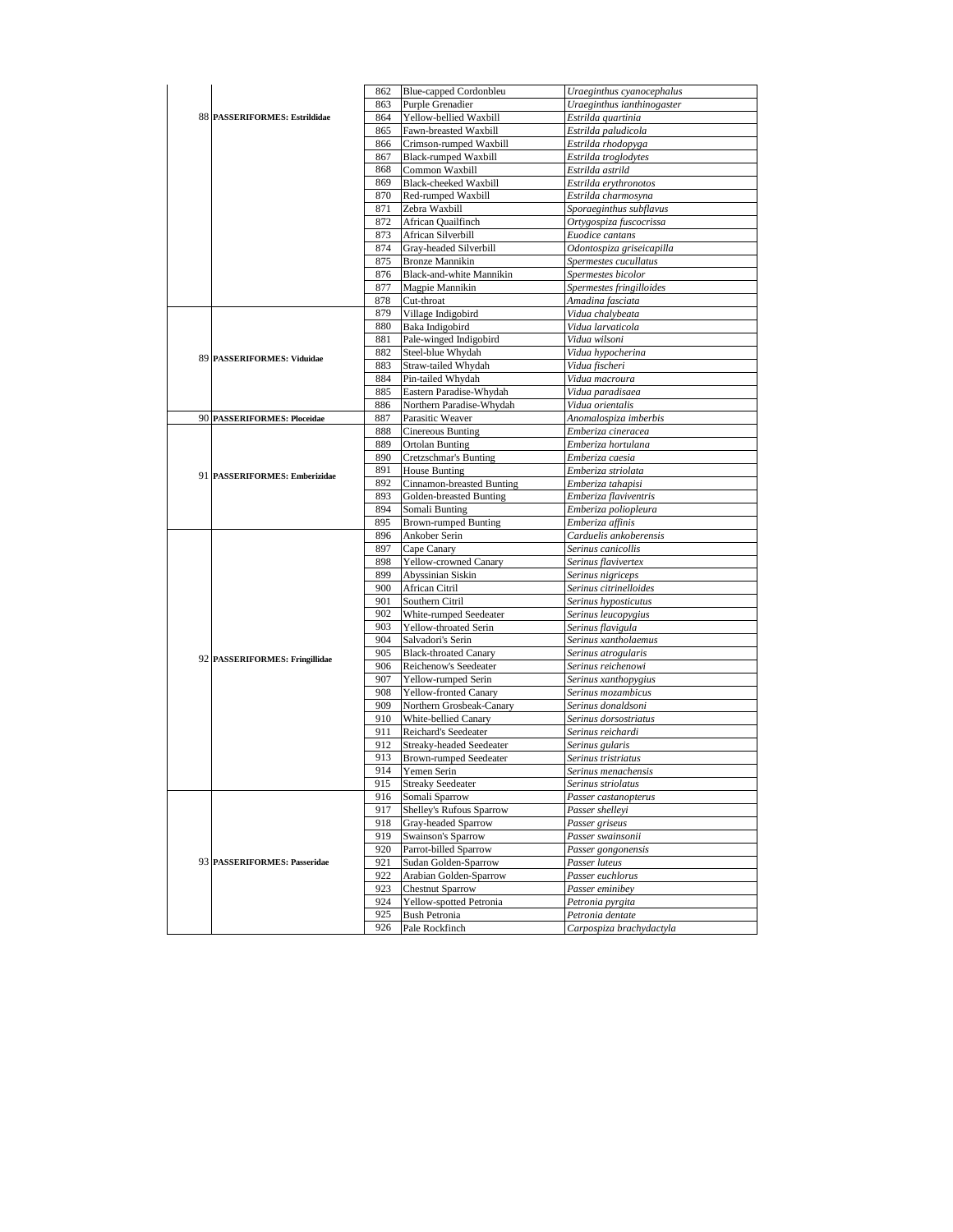| | | | | |
|---|---|---|---|---|
| 88 | **PASSERIFORMES: Estrildidae** | 862 | Blue-capped Cordonbleu | *Uraeginthus cyanocephalus* |
| | | 863 | Purple Grenadier | *Uraeginthus ianthinogaster* |
| | | 864 | Yellow-bellied Waxbill | *Estrilda quartinia* |
| | | 865 | Fawn-breasted Waxbill | *Estrilda paludicola* |
| | | 866 | Crimson-rumped Waxbill | *Estrilda rhodopyga* |
| | | 867 | Black-rumped Waxbill | *Estrilda troglodytes* |
| | | 868 | Common Waxbill | *Estrilda astrild* |
| | | 869 | Black-cheeked Waxbill | *Estrilda erythronotos* |
| | | 870 | Red-rumped Waxbill | *Estrilda charmosyna* |
| | | 871 | Zebra Waxbill | *Sporaeginthus subflavus* |
| | | 872 | African Quailfinch | *Ortygospiza fuscocrissa* |
| | | 873 | African Silverbill | *Euodice cantans* |
| | | 874 | Gray-headed Silverbill | *Odontospiza griseicapilla* |
| | | 875 | Bronze Mannikin | *Spermestes cucullatus* |
| | | 876 | Black-and-white Mannikin | *Spermestes bicolor* |
| | | 877 | Magpie Mannikin | *Spermestes fringilloides* |
| | | 878 | Cut-throat | *Amadina fasciata* |
| 89 | **PASSERIFORMES: Viduidae** | 879 | Village Indigobird | *Vidua chalybeata* |
| | | 880 | Baka Indigobird | *Vidua larvaticola* |
| | | 881 | Pale-winged Indigobird | *Vidua wilsoni* |
| | | 882 | Steel-blue Whydah | *Vidua hypocherina* |
| | | 883 | Straw-tailed Whydah | *Vidua fischeri* |
| | | 884 | Pin-tailed Whydah | *Vidua macroura* |
| | | 885 | Eastern Paradise-Whydah | *Vidua paradisaea* |
| | | 886 | Northern Paradise-Whydah | *Vidua orientalis* |
| 90 | **PASSERIFORMES: Ploceidae** | 887 | Parasitic Weaver | *Anomalospiza imberbis* |
| 91 | **PASSERIFORMES: Emberizidae** | 888 | Cinereous Bunting | *Emberiza cineracea* |
| | | 889 | Ortolan Bunting | *Emberiza hortulana* |
| | | 890 | Cretzschmar's Bunting | *Emberiza caesia* |
| | | 891 | House Bunting | *Emberiza striolata* |
| | | 892 | Cinnamon-breasted Bunting | *Emberiza tahapisi* |
| | | 893 | Golden-breasted Bunting | *Emberiza flaviventris* |
| | | 894 | Somali Bunting | *Emberiza poliopleura* |
| | | 895 | Brown-rumped Bunting | *Emberiza affinis* |
| 92 | **PASSERIFORMES: Fringillidae** | 896 | Ankober Serin | *Carduelis ankoberensis* |
| | | 897 | Cape Canary | *Serinus canicollis* |
| | | 898 | Yellow-crowned Canary | *Serinus flavivertex* |
| | | 899 | Abyssinian Siskin | *Serinus nigriceps* |
| | | 900 | African Citril | *Serinus citrinelloides* |
| | | 901 | Southern Citril | *Serinus hyposticutus* |
| | | 902 | White-rumped Seedeater | *Serinus leucopygius* |
| | | 903 | Yellow-throated Serin | *Serinus flavigula* |
| | | 904 | Salvadori's Serin | *Serinus xantholaemus* |
| | | 905 | Black-throated Canary | *Serinus atrogularis* |
| | | 906 | Reichenow's Seedeater | *Serinus reichenowi* |
| | | 907 | Yellow-rumped Serin | *Serinus xanthopygius* |
| | | 908 | Yellow-fronted Canary | *Serinus mozambicus* |
| | | 909 | Northern Grosbeak-Canary | *Serinus donaldsoni* |
| | | 910 | White-bellied Canary | *Serinus dorsostriatus* |
| | | 911 | Reichard's Seedeater | *Serinus reichardi* |
| | | 912 | Streaky-headed Seedeater | *Serinus gularis* |
| | | 913 | Brown-rumped Seedeater | *Serinus tristriatus* |
| | | 914 | Yemen Serin | *Serinus menachensis* |
| | | 915 | Streaky Seedeater | *Serinus striolatus* |
| 93 | **PASSERIFORMES: Passeridae** | 916 | Somali Sparrow | *Passer castanopterus* |
| | | 917 | Shelley's Rufous Sparrow | *Passer shelleyi* |
| | | 918 | Gray-headed Sparrow | *Passer griseus* |
| | | 919 | Swainson's Sparrow | *Passer swainsonii* |
| | | 920 | Parrot-billed Sparrow | *Passer gongonensis* |
| | | 921 | Sudan Golden-Sparrow | *Passer luteus* |
| | | 922 | Arabian Golden-Sparrow | *Passer euchlorus* |
| | | 923 | Chestnut Sparrow | *Passer eminibey* |
| | | 924 | Yellow-spotted Petronia | *Petronia pyrgita* |
| | | 925 | Bush Petronia | *Petronia dentate* |
| | | 926 | Pale Rockfinch | *Carpospiza brachydactyla* |